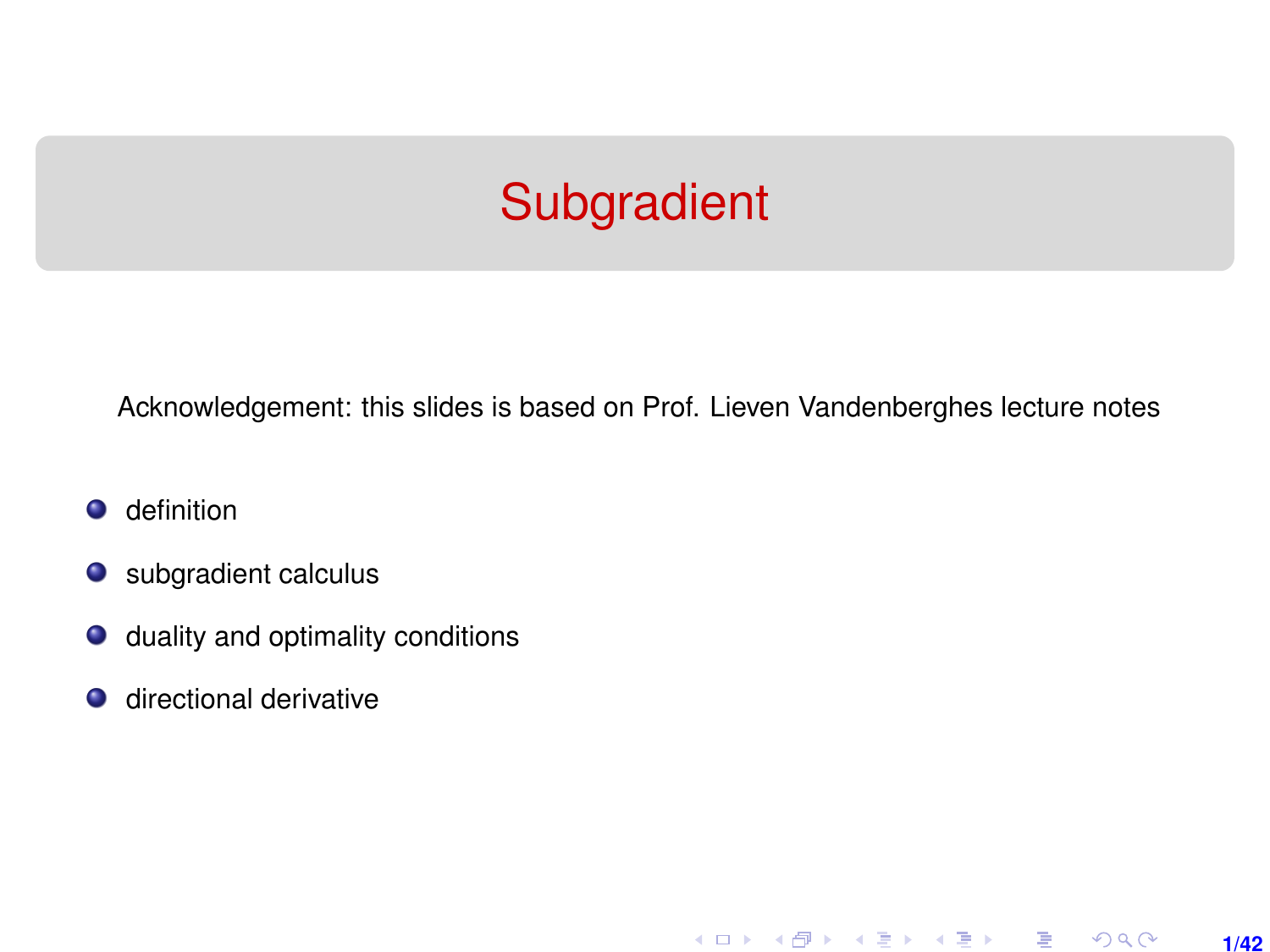# Subgradient

Acknowledgement: this slides is based on Prof. Lieven Vandenberghes lecture notes

- definition
- subgradient calculus
- duality and optimality conditions
- directional derivative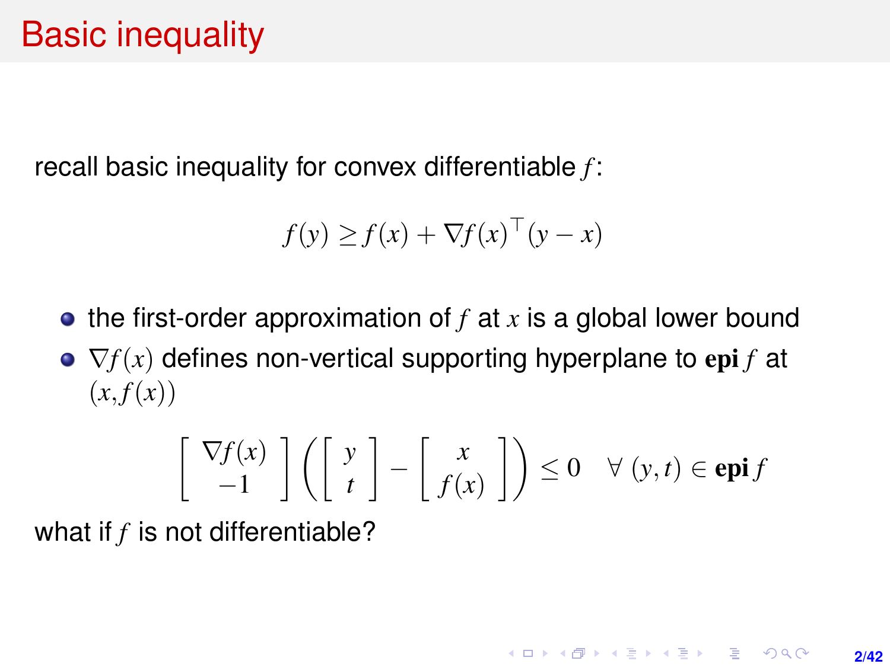# Basic inequality

recall basic inequality for convex differentiable $f$:

$$f(y) \geq f(x) + \nabla f(x)^\top (y - x)$$

- the first-order approximation of $f$ at $x$ is a global lower bound
- $\nabla f(x)$ defines non-vertical supporting hyperplane to $\textbf{epi}\, f$ at $(x, f(x))$

$$\begin{bmatrix} \nabla f(x) \\ -1 \end{bmatrix} \left( \begin{bmatrix} y \\ t \end{bmatrix} - \begin{bmatrix} x \\ f(x) \end{bmatrix} \right) \leq 0 \quad \forall\ (y, t) \in \textbf{epi}\, f$$

what if $f$ is not differentiable?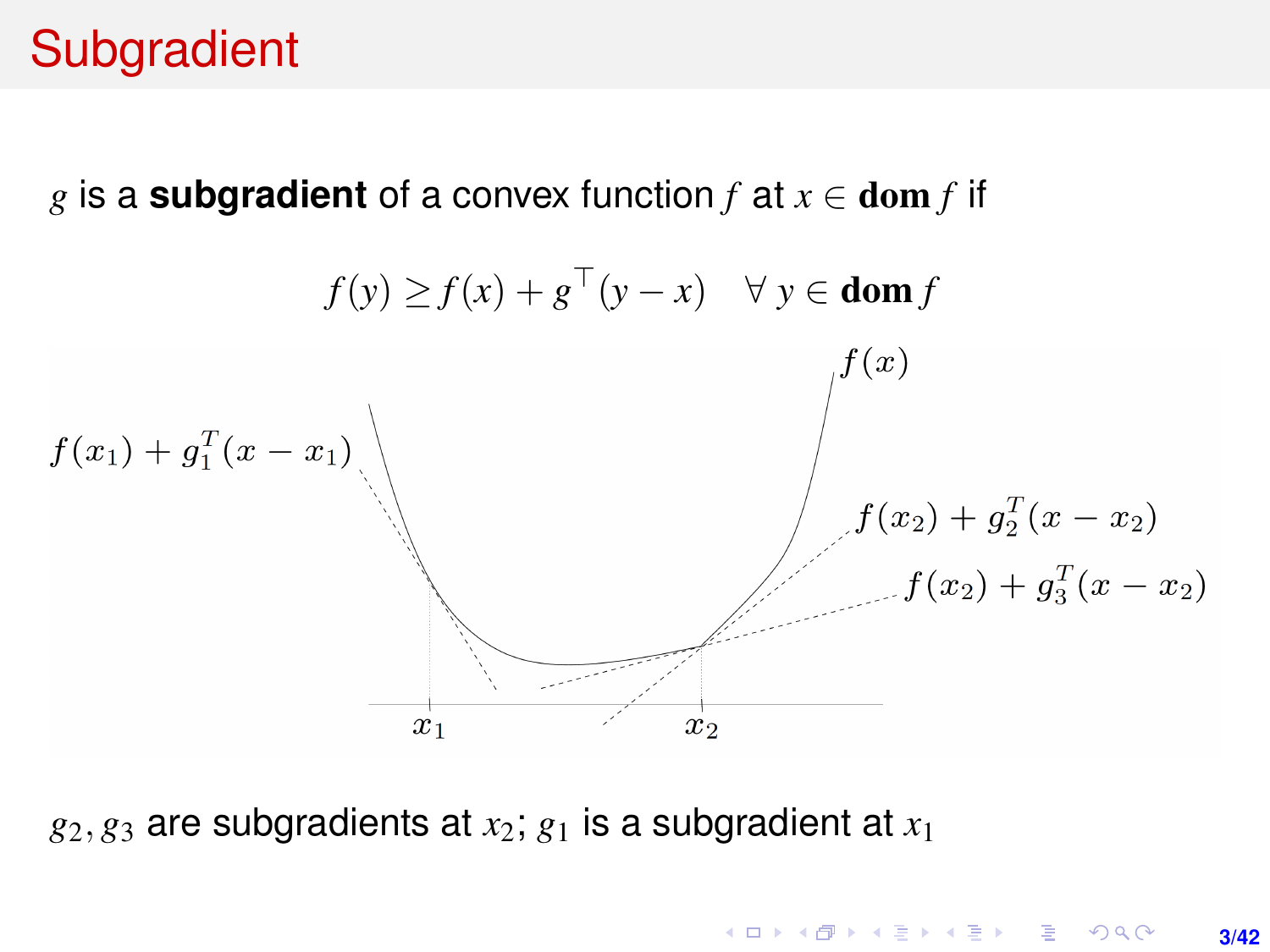# Subgradient

$g$ is a **subgradient** of a convex function $f$ at $x \in \mathbf{dom}\, f$ if

$$f(y) \geq f(x) + g^\top (y - x) \quad \forall\, y \in \mathbf{dom}\, f$$

$f(x)$

$f(x_1) + g_1^T(x - x_1)$

$f(x_2) + g_2^T(x - x_2)$

$f(x_2) + g_3^T(x - x_2)$

$x_1$ $\quad$ $x_2$

$g_2, g_3$ are subgradients at $x_2$; $g_1$ is a subgradient at $x_1$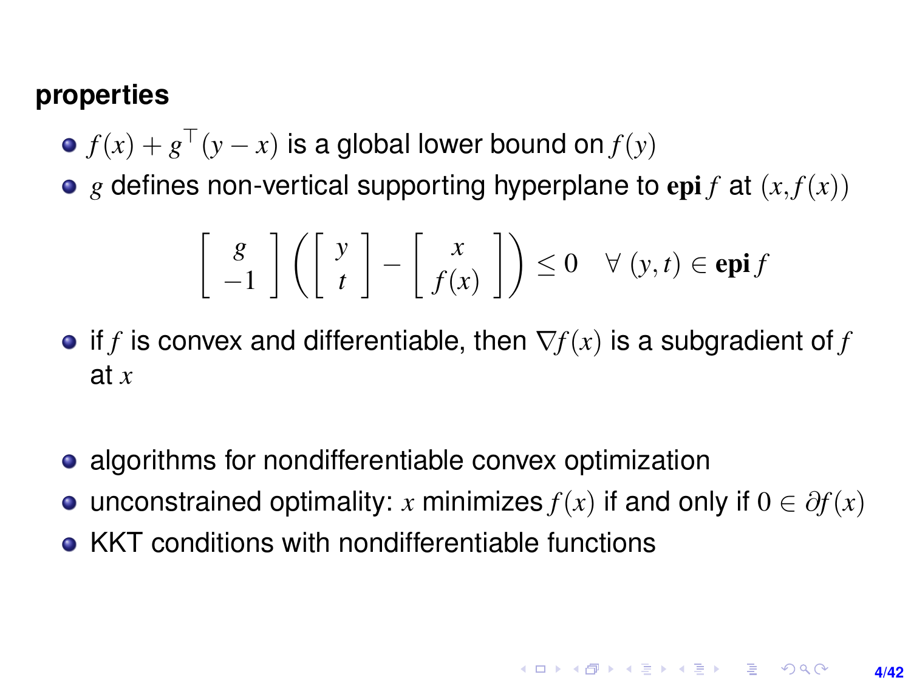**properties**

- $f(x) + g^\top(y - x)$ is a global lower bound on $f(y)$
- $g$ defines non-vertical supporting hyperplane to $\mathbf{epi}\, f$ at $(x, f(x))$

$$\left[\begin{array}{c} g \\ -1 \end{array}\right] \left( \left[\begin{array}{c} y \\ t \end{array}\right] - \left[\begin{array}{c} x \\ f(x) \end{array}\right] \right) \le 0 \quad \forall\ (y, t) \in \mathbf{epi}\, f$$

- if $f$ is convex and differentiable, then $\nabla f(x)$ is a subgradient of $f$ at $x$

- algorithms for nondifferentiable convex optimization
- unconstrained optimality: $x$ minimizes $f(x)$ if and only if $0 \in \partial f(x)$
- KKT conditions with nondifferentiable functions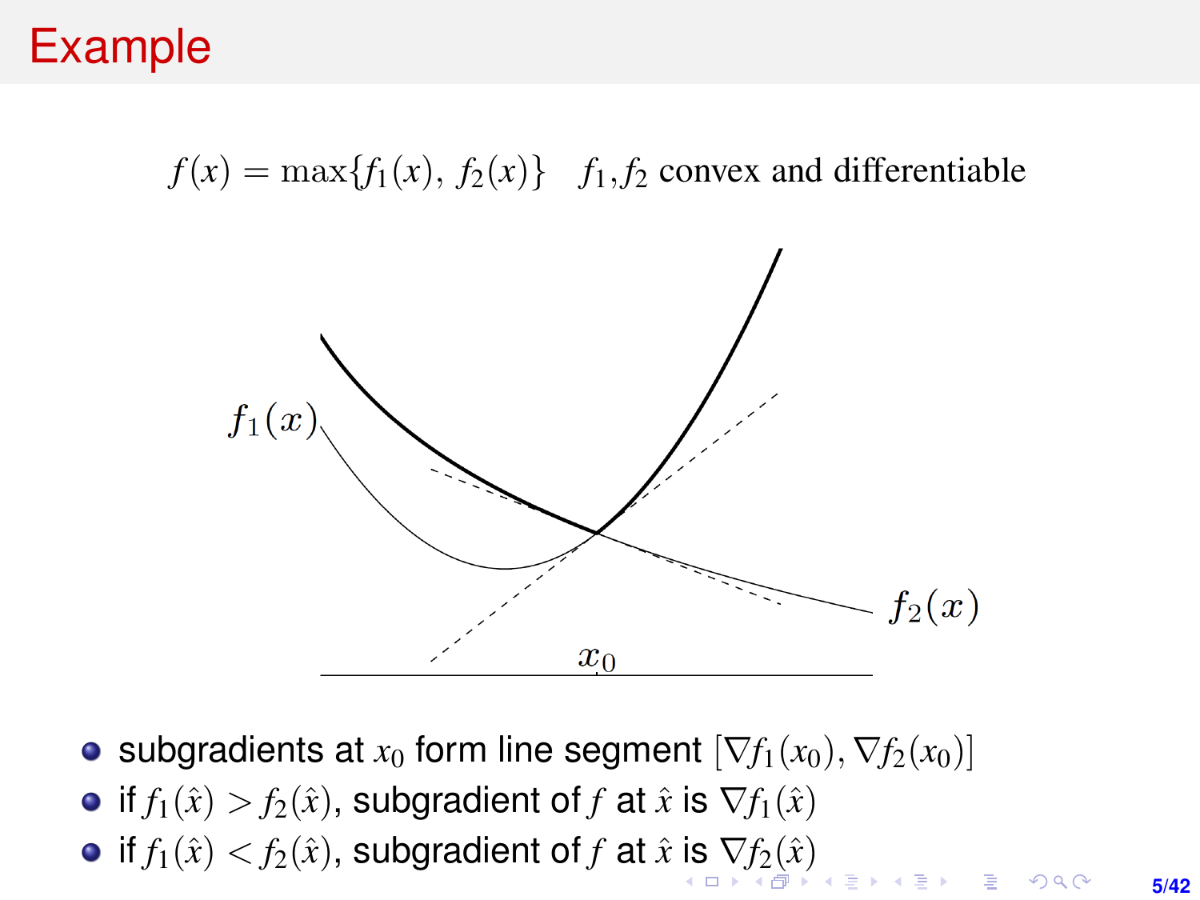# Example

$$f(x) = \max\{f_1(x),\, f_2(x)\} \quad f_1, f_2 \text{ convex and differentiable}$$

- subgradients at $x_0$ form line segment $[\nabla f_1(x_0), \nabla f_2(x_0)]$
- if $f_1(\hat{x}) > f_2(\hat{x})$, subgradient of $f$ at $\hat{x}$ is $\nabla f_1(\hat{x})$
- if $f_1(\hat{x}) < f_2(\hat{x})$, subgradient of $f$ at $\hat{x}$ is $\nabla f_2(\hat{x})$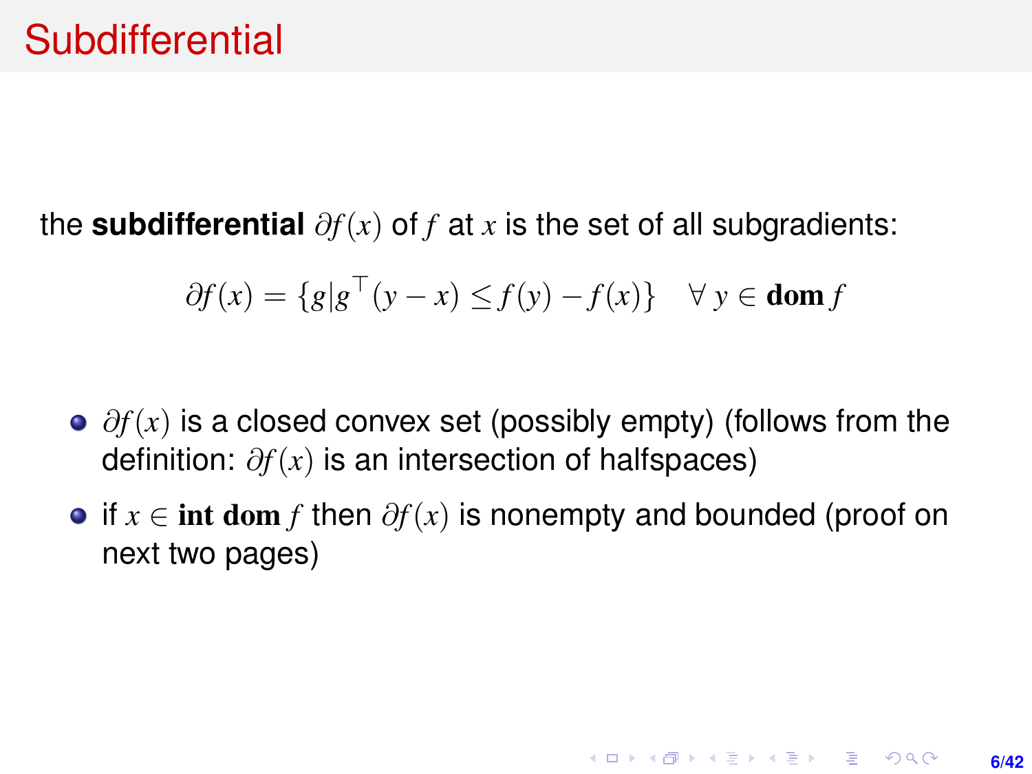# Subdifferential

the **subdifferential** $\partial f(x)$ of $f$ at $x$ is the set of all subgradients:

$$\partial f(x) = \{g | g^\top (y - x) \leq f(y) - f(x)\} \quad \forall\, y \in \mathbf{dom}\, f$$

- $\partial f(x)$ is a closed convex set (possibly empty) (follows from the definition: $\partial f(x)$ is an intersection of halfspaces)
- if $x \in \mathbf{int\ dom}\, f$ then $\partial f(x)$ is nonempty and bounded (proof on next two pages)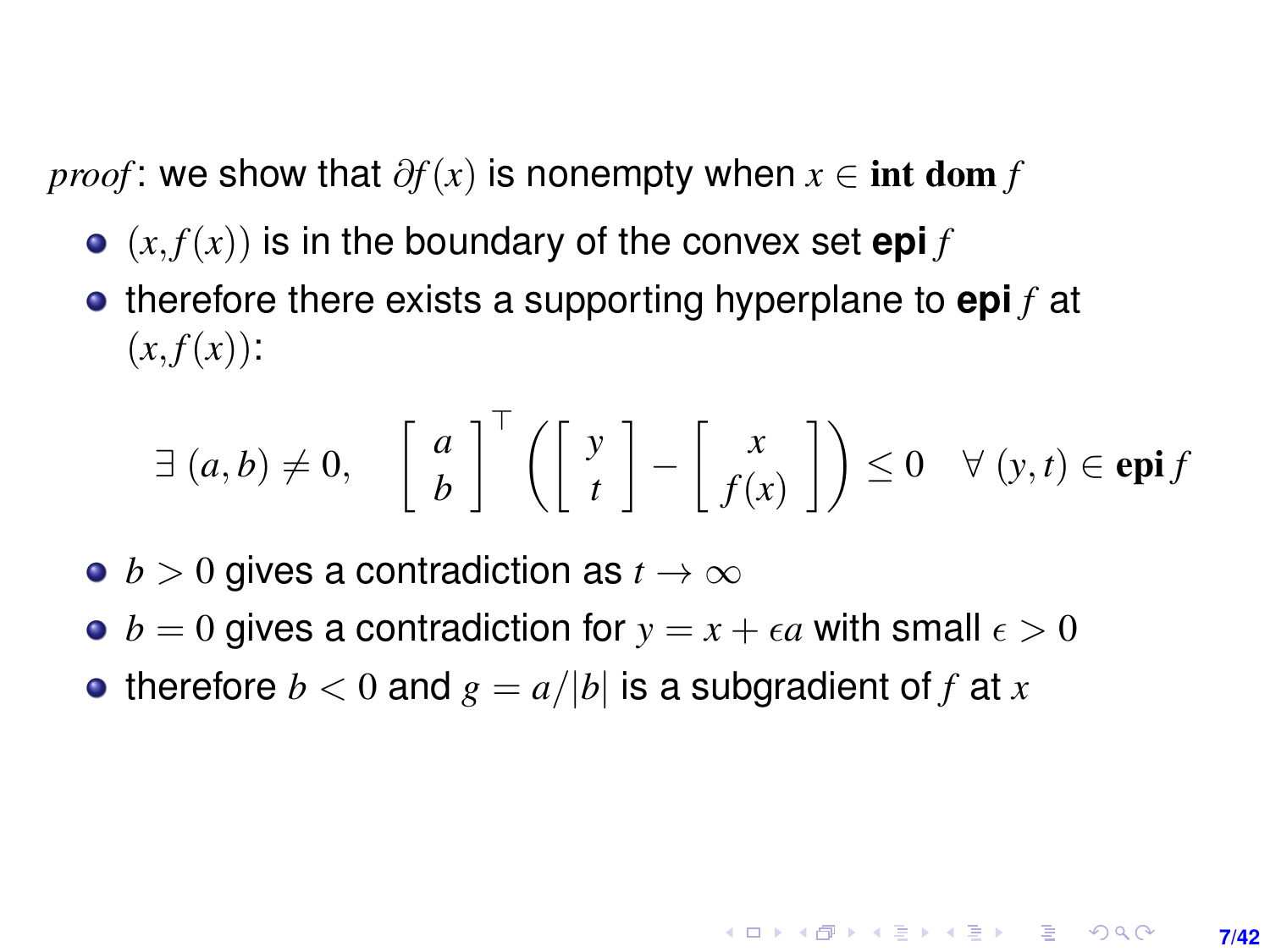*proof*: we show that $\partial f(x)$ is nonempty when $x \in \textbf{int dom} f$

- $(x, f(x))$ is in the boundary of the convex set **epi** $f$
- therefore there exists a supporting hyperplane to **epi** $f$ at $(x, f(x))$:

$$\exists\ (a,b) \neq 0, \quad \left[\begin{array}{c} a \\ b \end{array}\right]^\top \left( \left[\begin{array}{c} y \\ t \end{array}\right] - \left[\begin{array}{c} x \\ f(x) \end{array}\right] \right) \leq 0 \quad \forall\ (y,t) \in \textbf{epi} f$$

- $b > 0$ gives a contradiction as $t \to \infty$
- $b = 0$ gives a contradiction for $y = x + \epsilon a$ with small $\epsilon > 0$
- therefore $b < 0$ and $g = a/|b|$ is a subgradient of $f$ at $x$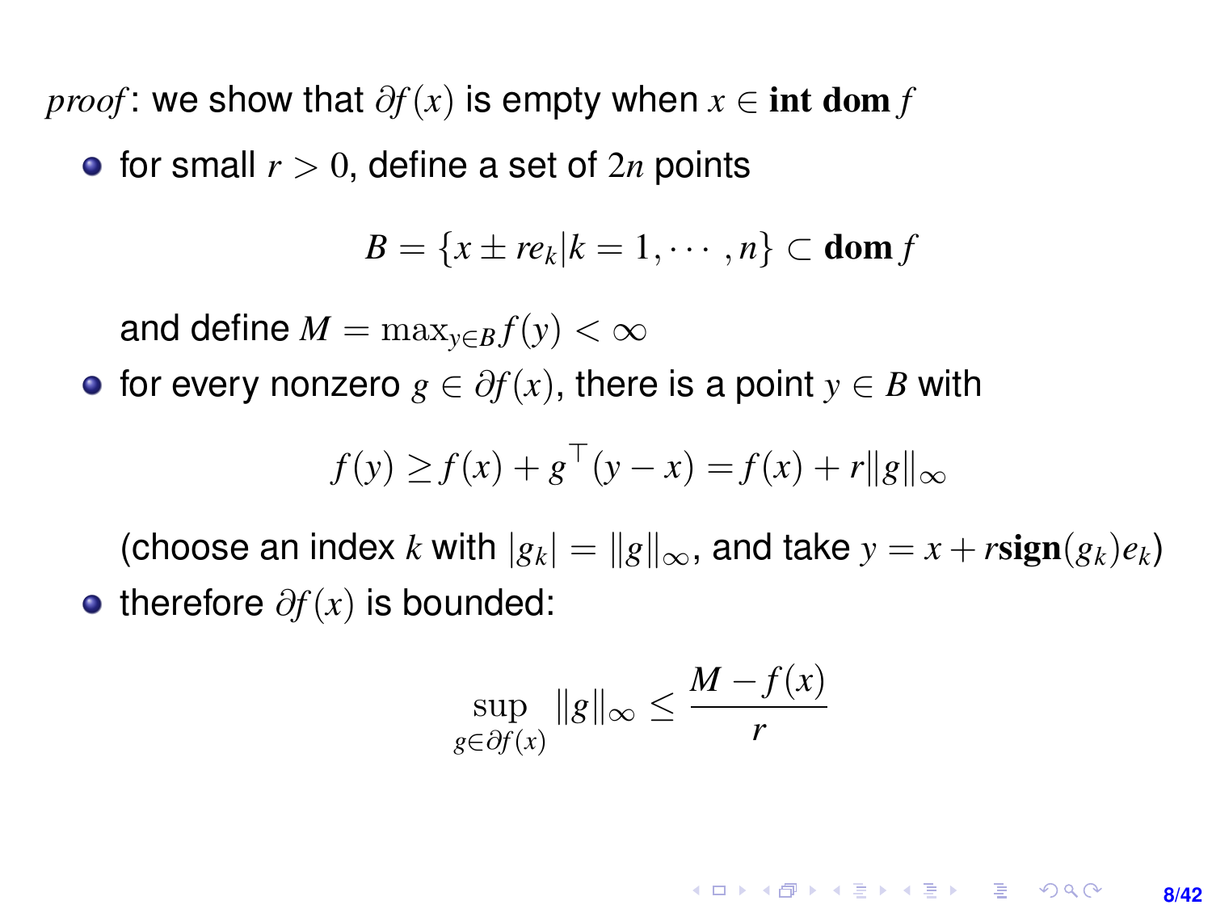*proof*: we show that $\partial f(x)$ is empty when $x \in \textbf{int dom} f$

- for small $r > 0$, define a set of $2n$ points

$$B = \{x \pm re_k | k = 1, \cdots, n\} \subset \textbf{dom} f$$

  and define $M = \max_{y \in B} f(y) < \infty$

- for every nonzero $g \in \partial f(x)$, there is a point $y \in B$ with

$$f(y) \geq f(x) + g^\top (y - x) = f(x) + r\|g\|_\infty$$

  (choose an index $k$ with $|g_k| = \|g\|_\infty$, and take $y = x + r\textbf{sign}(g_k)e_k$)

- therefore $\partial f(x)$ is bounded:

$$\sup_{g \in \partial f(x)} \|g\|_\infty \leq \frac{M - f(x)}{r}$$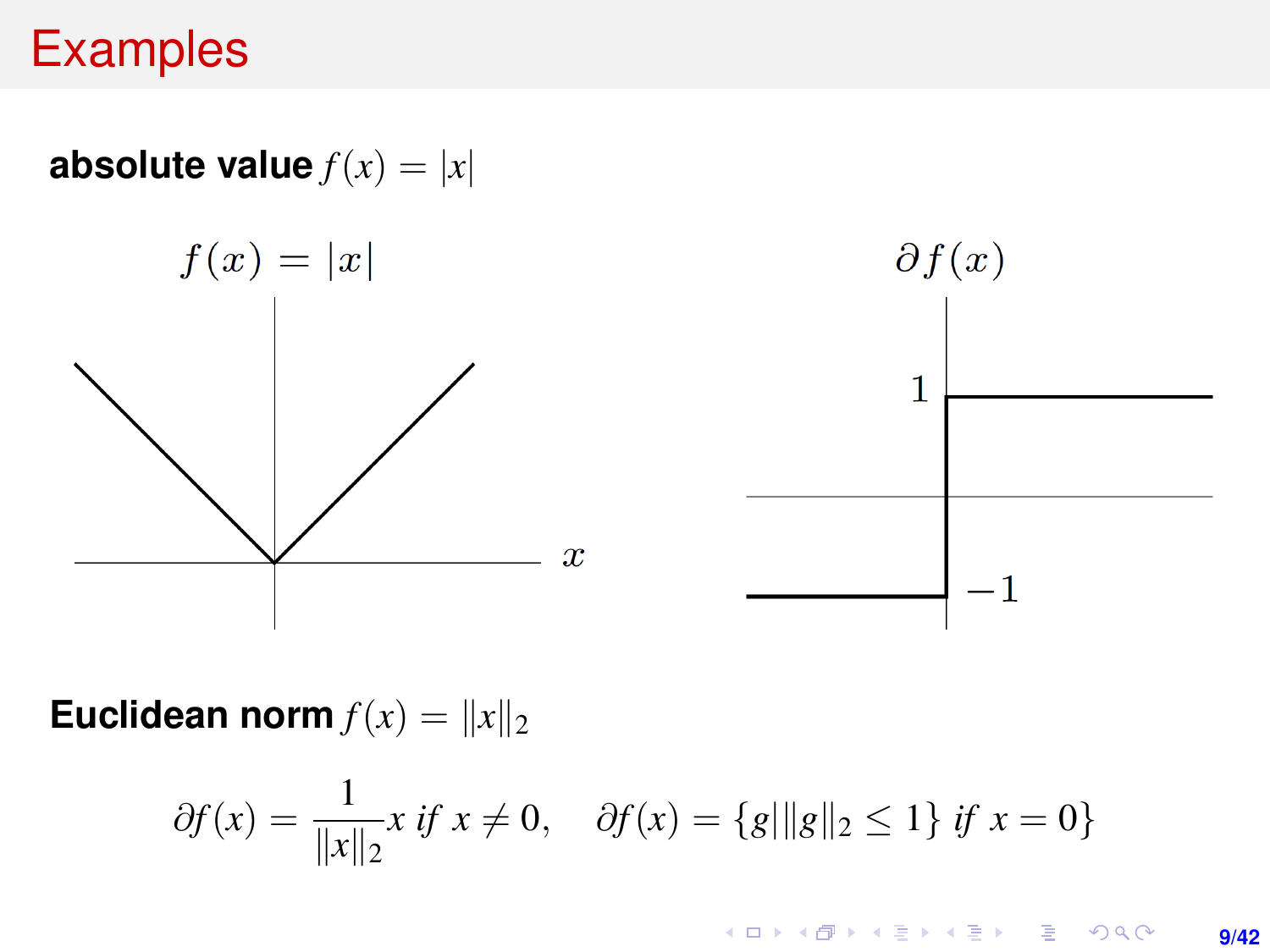# Examples

**absolute value** $f(x) = |x|$

$f(x) = |x|$ &nbsp;&nbsp;&nbsp;&nbsp;&nbsp;&nbsp;&nbsp;&nbsp;&nbsp;&nbsp; $\partial f(x)$

**Euclidean norm** $f(x) = \|x\|_2$

$$\partial f(x) = \frac{1}{\|x\|_2} x \text{ if } x \neq 0, \quad \partial f(x) = \{g \,|\, \|g\|_2 \leq 1\} \text{ if } x = 0\}$$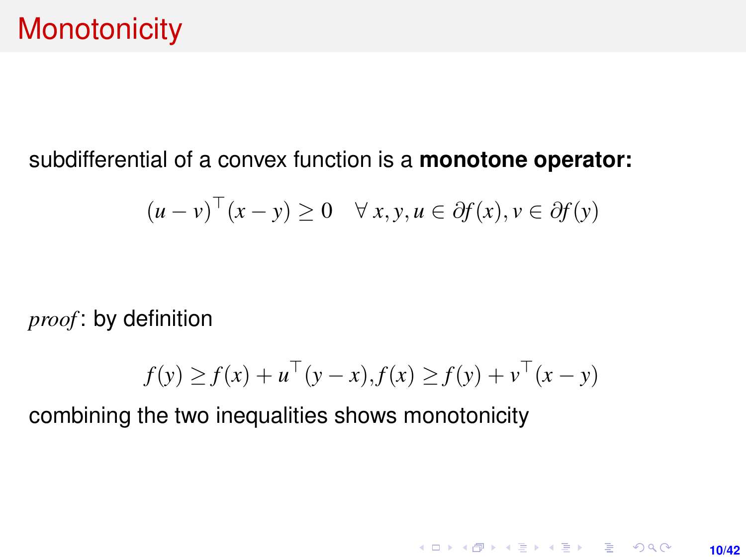# Monotonicity

subdifferential of a convex function is a **monotone operator:**

$$(u - v)^\top (x - y) \geq 0 \quad \forall\, x, y, u \in \partial f(x), v \in \partial f(y)$$

*proof*: by definition

$$f(y) \geq f(x) + u^\top (y - x), f(x) \geq f(y) + v^\top (x - y)$$

combining the two inequalities shows monotonicity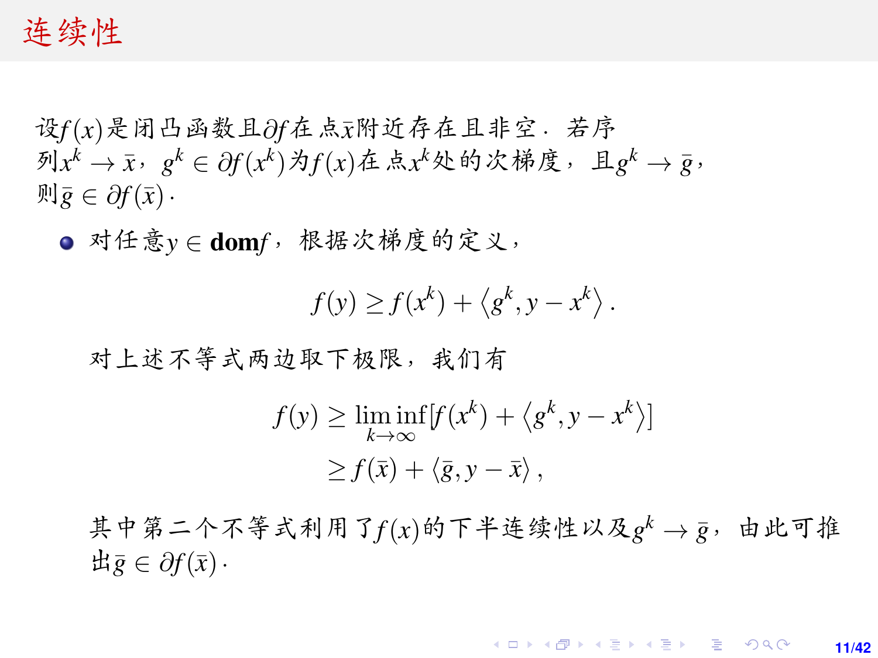# 连续性

设$f(x)$是闭凸函数且$\partial f$在点$\bar{x}$附近存在且非空．若序列$x^k \to \bar{x}$，$g^k \in \partial f(x^k)$为$f(x)$在点$x^k$处的次梯度，且$g^k \to \bar{g}$，则$\bar{g} \in \partial f(\bar{x})$．

- 对任意$y \in \textbf{dom} f$，根据次梯度的定义，

$$f(y) \geq f(x^k) + \langle g^k, y - x^k \rangle.$$

对上述不等式两边取下极限，我们有

$$\begin{aligned} f(y) &\geq \liminf_{k \to \infty} [f(x^k) + \langle g^k, y - x^k \rangle] \\ &\geq f(\bar{x}) + \langle \bar{g}, y - \bar{x} \rangle, \end{aligned}$$

其中第二个不等式利用了$f(x)$的下半连续性以及$g^k \to \bar{g}$，由此可推出$\bar{g} \in \partial f(\bar{x})$．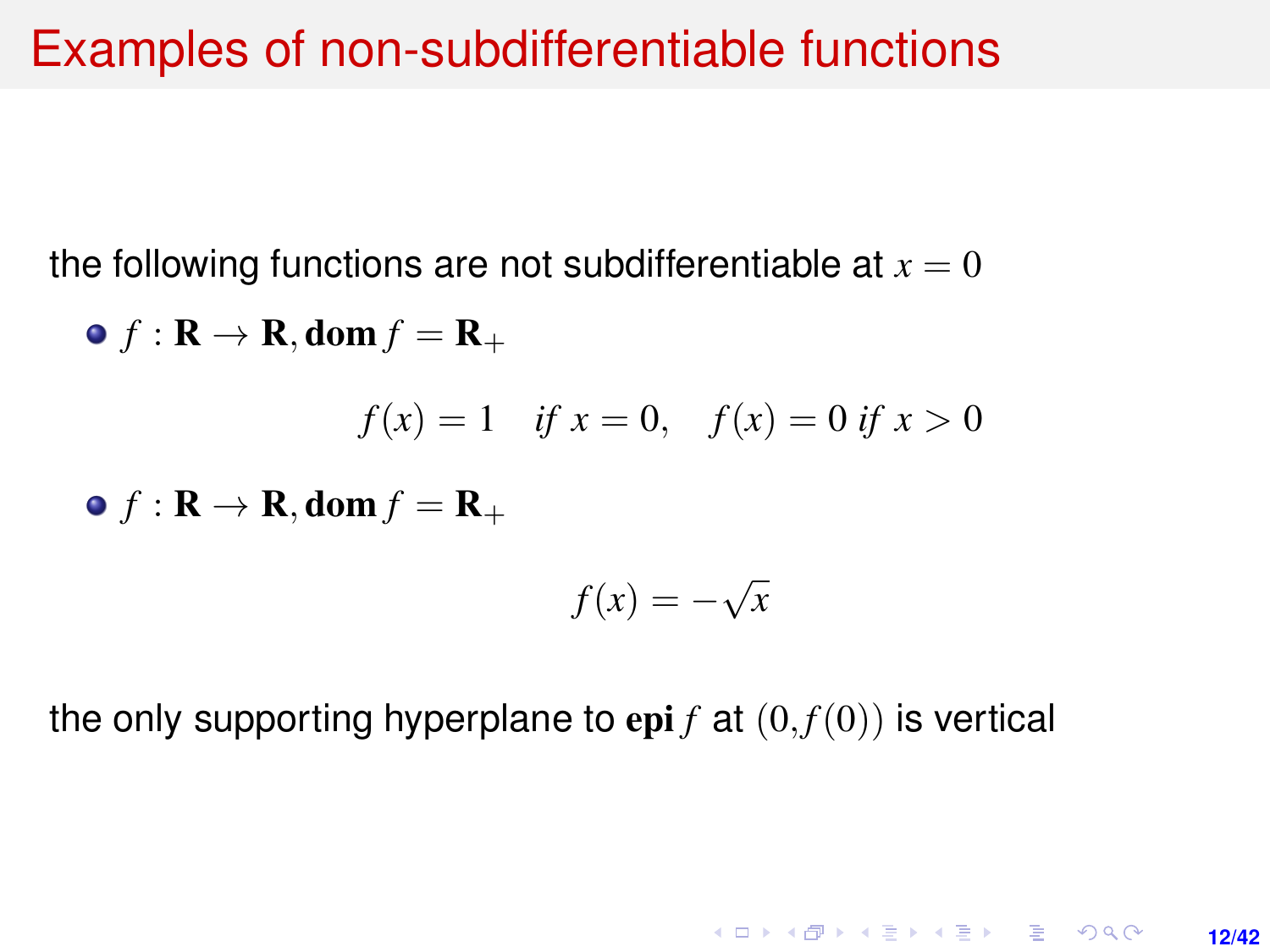# Examples of non-subdifferentiable functions

the following functions are not subdifferentiable at $x = 0$

- $f : \mathbf{R} \to \mathbf{R}, \mathbf{dom}\, f = \mathbf{R}_+$

$$f(x) = 1 \quad \textit{if } x = 0, \quad f(x) = 0 \textit{ if } x > 0$$

- $f : \mathbf{R} \to \mathbf{R}, \mathbf{dom}\, f = \mathbf{R}_+$

$$f(x) = -\sqrt{x}$$

the only supporting hyperplane to $\mathbf{epi}\, f$ at $(0, f(0))$ is vertical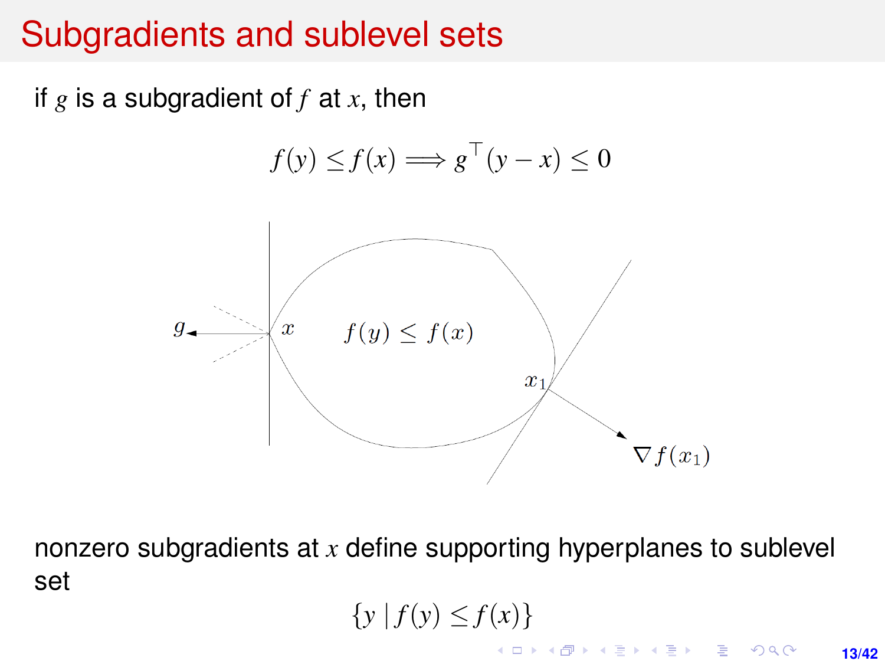# Subgradients and sublevel sets

if $g$ is a subgradient of $f$ at $x$, then

$$f(y) \leq f(x) \Longrightarrow g^\top (y - x) \leq 0$$

nonzero subgradients at $x$ define supporting hyperplanes to sublevel set

$$\{y \mid f(y) \leq f(x)\}$$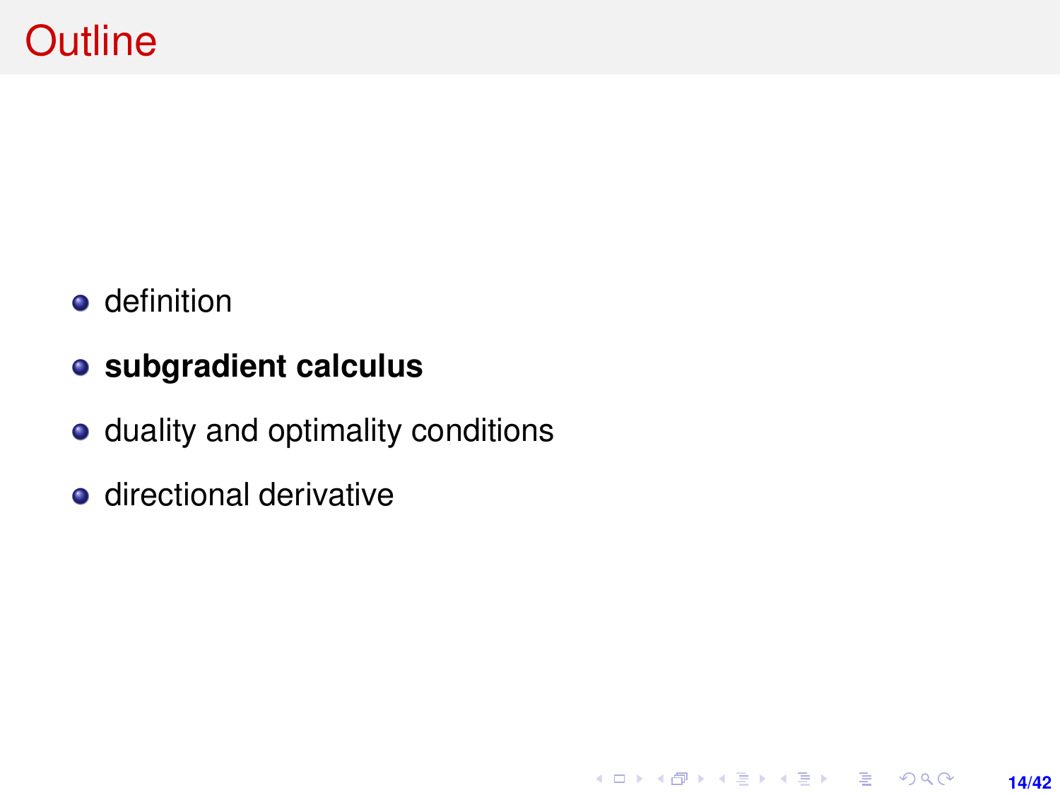# Outline

- definition
- **subgradient calculus**
- duality and optimality conditions
- directional derivative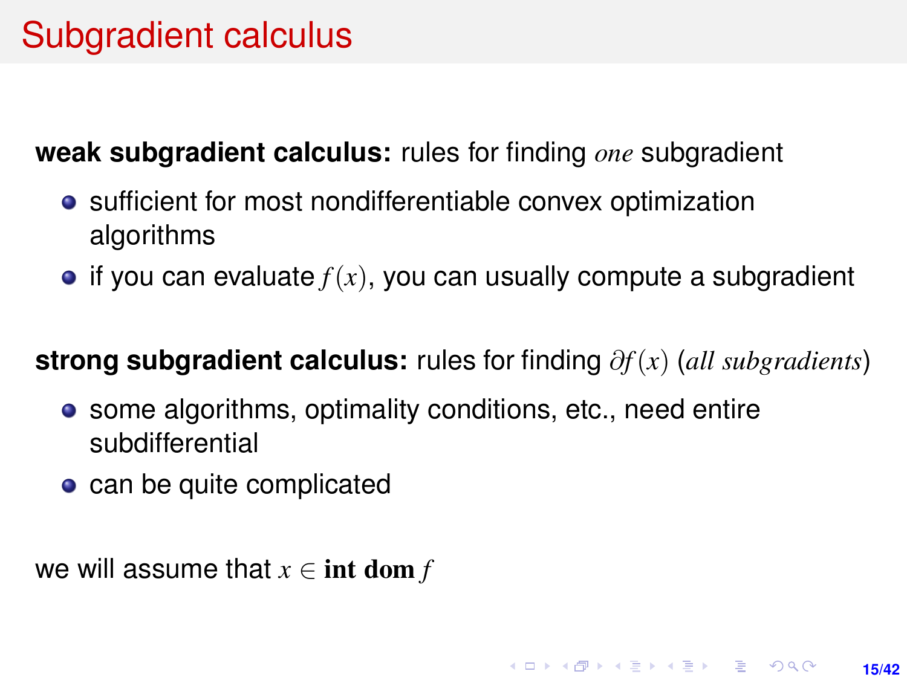# Subgradient calculus

**weak subgradient calculus:** rules for finding *one* subgradient

- sufficient for most nondifferentiable convex optimization algorithms
- if you can evaluate $f(x)$, you can usually compute a subgradient

**strong subgradient calculus:** rules for finding $\partial f(x)$ (*all subgradients*)

- some algorithms, optimality conditions, etc., need entire subdifferential
- can be quite complicated

we will assume that $x \in \textbf{int dom} f$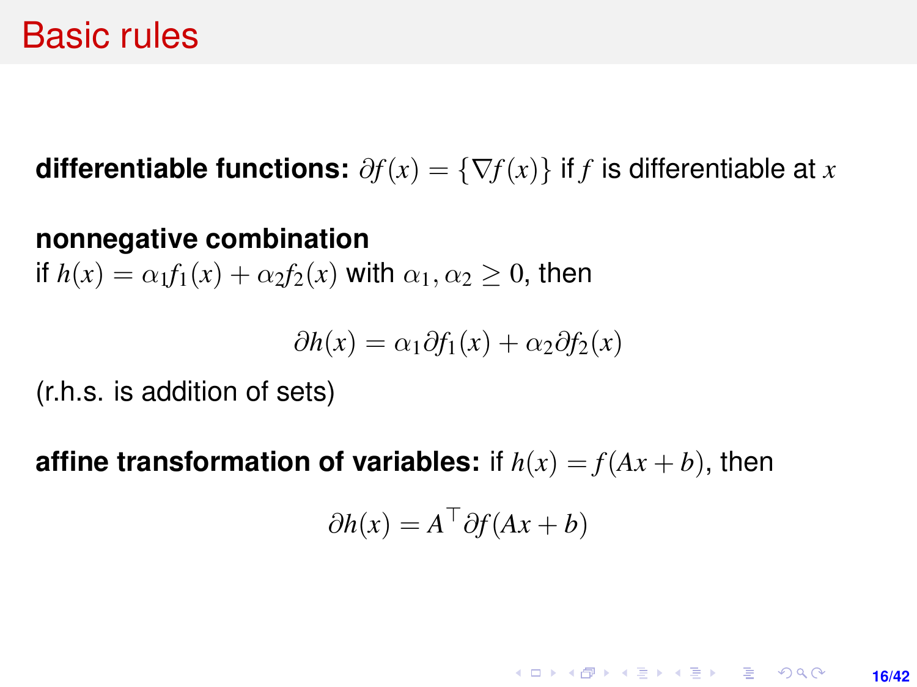# Basic rules

**differentiable functions:** $\partial f(x) = \{\nabla f(x)\}$ if $f$ is differentiable at $x$

**nonnegative combination**
if $h(x) = \alpha_1 f_1(x) + \alpha_2 f_2(x)$ with $\alpha_1, \alpha_2 \geq 0$, then

$$\partial h(x) = \alpha_1 \partial f_1(x) + \alpha_2 \partial f_2(x)$$

(r.h.s. is addition of sets)

**affine transformation of variables:** if $h(x) = f(Ax + b)$, then

$$\partial h(x) = A^\top \partial f(Ax + b)$$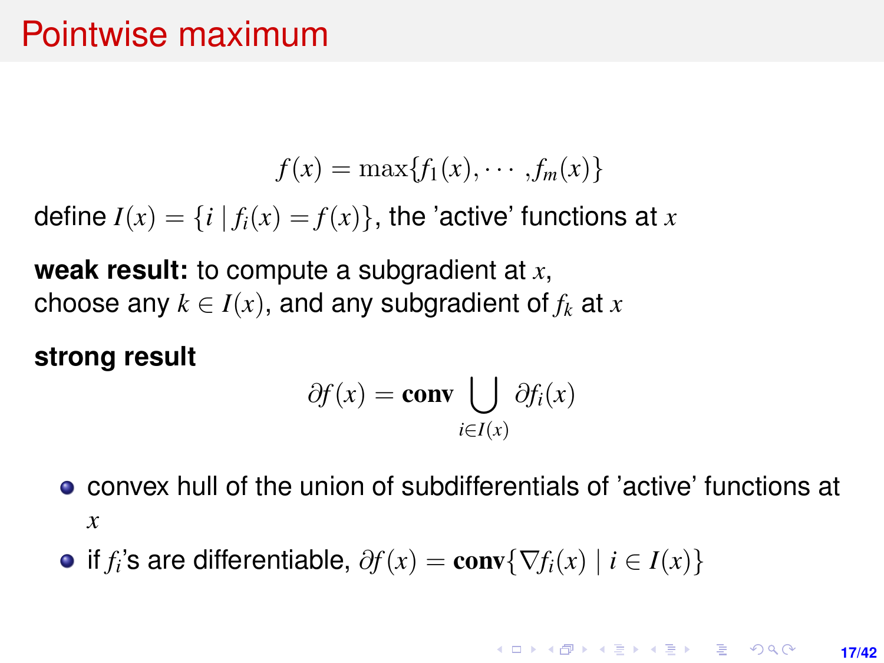# Pointwise maximum

$$f(x) = \max\{f_1(x), \cdots, f_m(x)\}$$

define $I(x) = \{i \mid f_i(x) = f(x)\}$, the 'active' functions at $x$

**weak result:** to compute a subgradient at $x$,
choose any $k \in I(x)$, and any subgradient of $f_k$ at $x$

**strong result**

$$\partial f(x) = \mathbf{conv} \bigcup_{i \in I(x)} \partial f_i(x)$$

- convex hull of the union of subdifferentials of 'active' functions at $x$
- if $f_i$'s are differentiable, $\partial f(x) = \mathbf{conv}\{\nabla f_i(x) \mid i \in I(x)\}$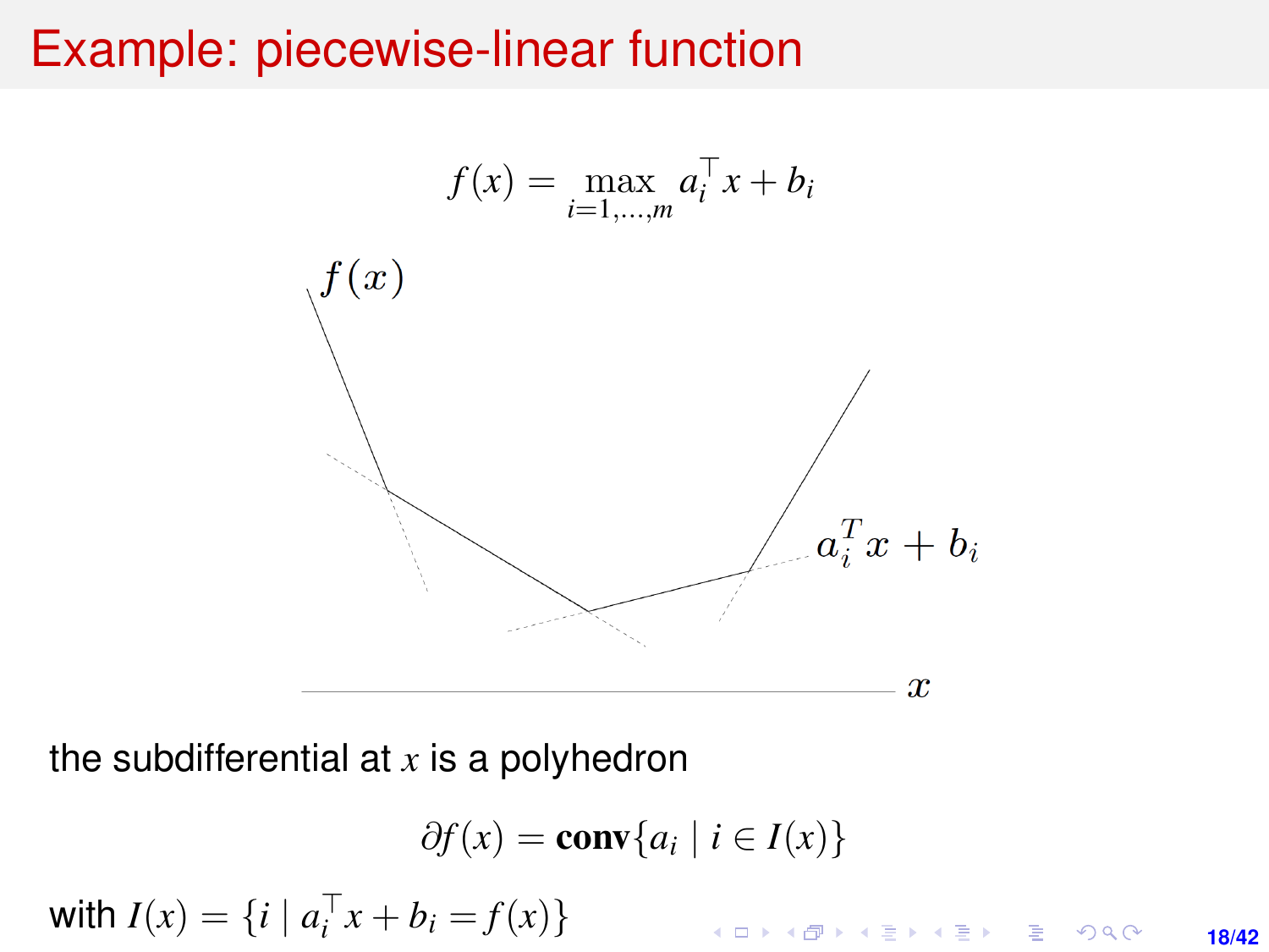# Example: piecewise-linear function

$$f(x) = \max_{i=1,\ldots,m} a_i^\top x + b_i$$

the subdifferential at $x$ is a polyhedron

$$\partial f(x) = \textbf{conv}\{a_i \mid i \in I(x)\}$$

with $I(x) = \{i \mid a_i^\top x + b_i = f(x)\}$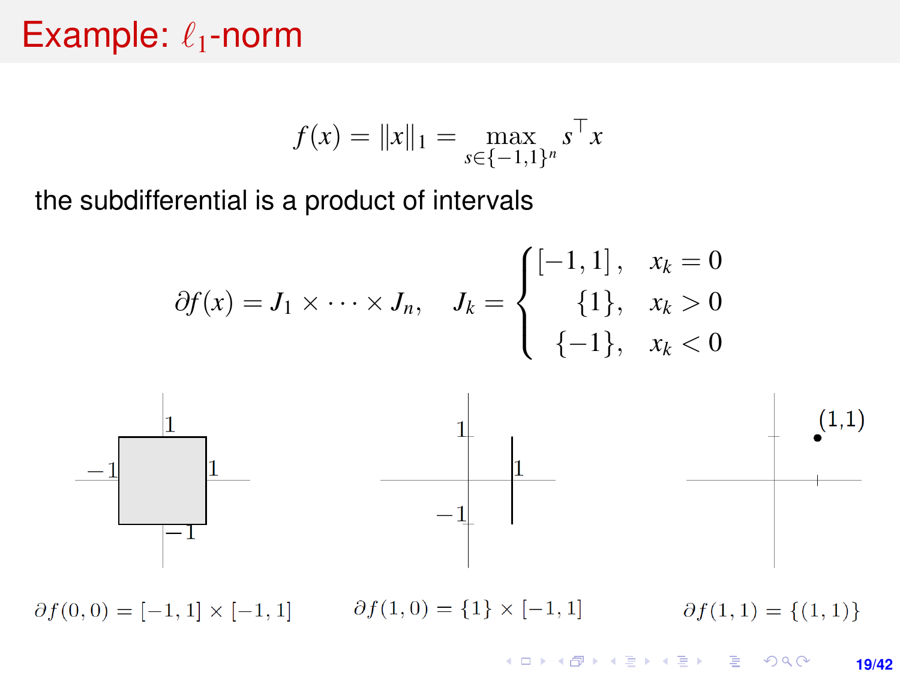# Example: $\ell_1$-norm

$$f(x) = \|x\|_1 = \max_{s \in \{-1,1\}^n} s^\top x$$

the subdifferential is a product of intervals

$$\partial f(x) = J_1 \times \cdots \times J_n, \quad J_k = \begin{cases} [-1,1], & x_k = 0 \\ \{1\}, & x_k > 0 \\ \{-1\}, & x_k < 0 \end{cases}$$

$\partial f(0,0) = [-1,1] \times [-1,1]$

$\partial f(1,0) = \{1\} \times [-1,1]$

$\partial f(1,1) = \{(1,1)\}$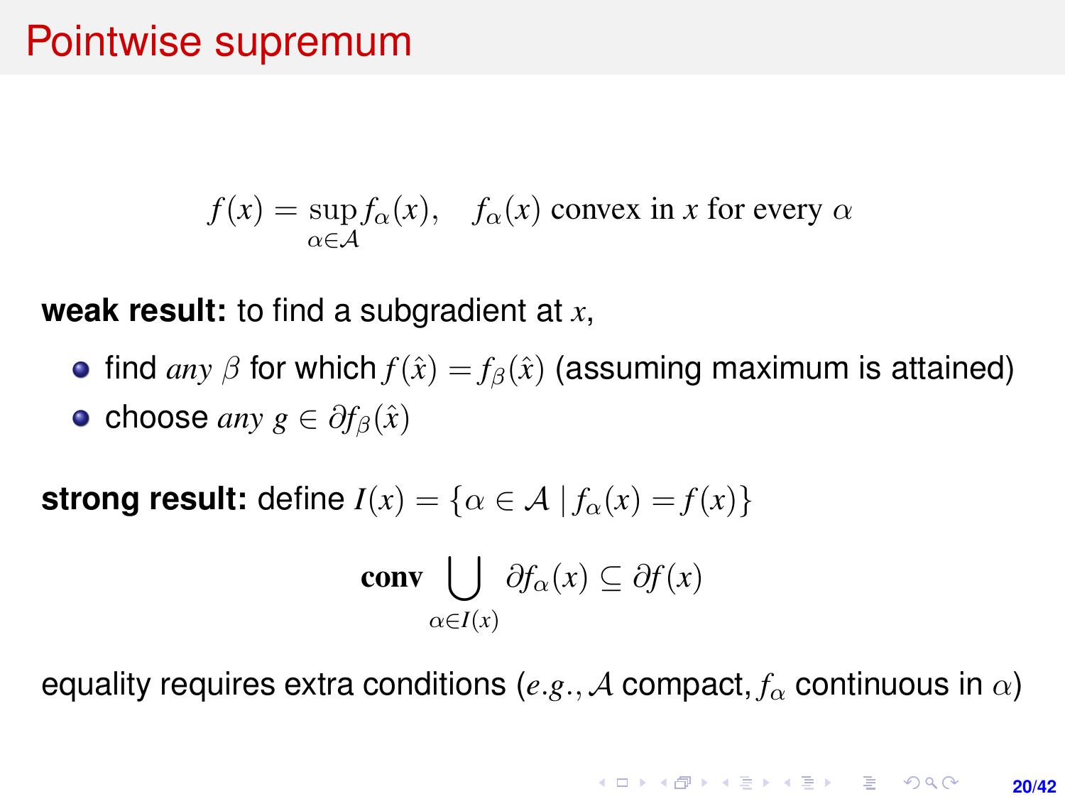# Pointwise supremum

$$f(x) = \sup_{\alpha \in \mathcal{A}} f_\alpha(x), \quad f_\alpha(x) \text{ convex in } x \text{ for every } \alpha$$

**weak result:** to find a subgradient at $x$,

- find *any* $\beta$ for which $f(\hat{x}) = f_\beta(\hat{x})$ (assuming maximum is attained)
- choose *any* $g \in \partial f_\beta(\hat{x})$

**strong result:** define $I(x) = \{\alpha \in \mathcal{A} \mid f_\alpha(x) = f(x)\}$

$$\mathbf{conv} \bigcup_{\alpha \in I(x)} \partial f_\alpha(x) \subseteq \partial f(x)$$

equality requires extra conditions (*e.g.*, $\mathcal{A}$ compact, $f_\alpha$ continuous in $\alpha$)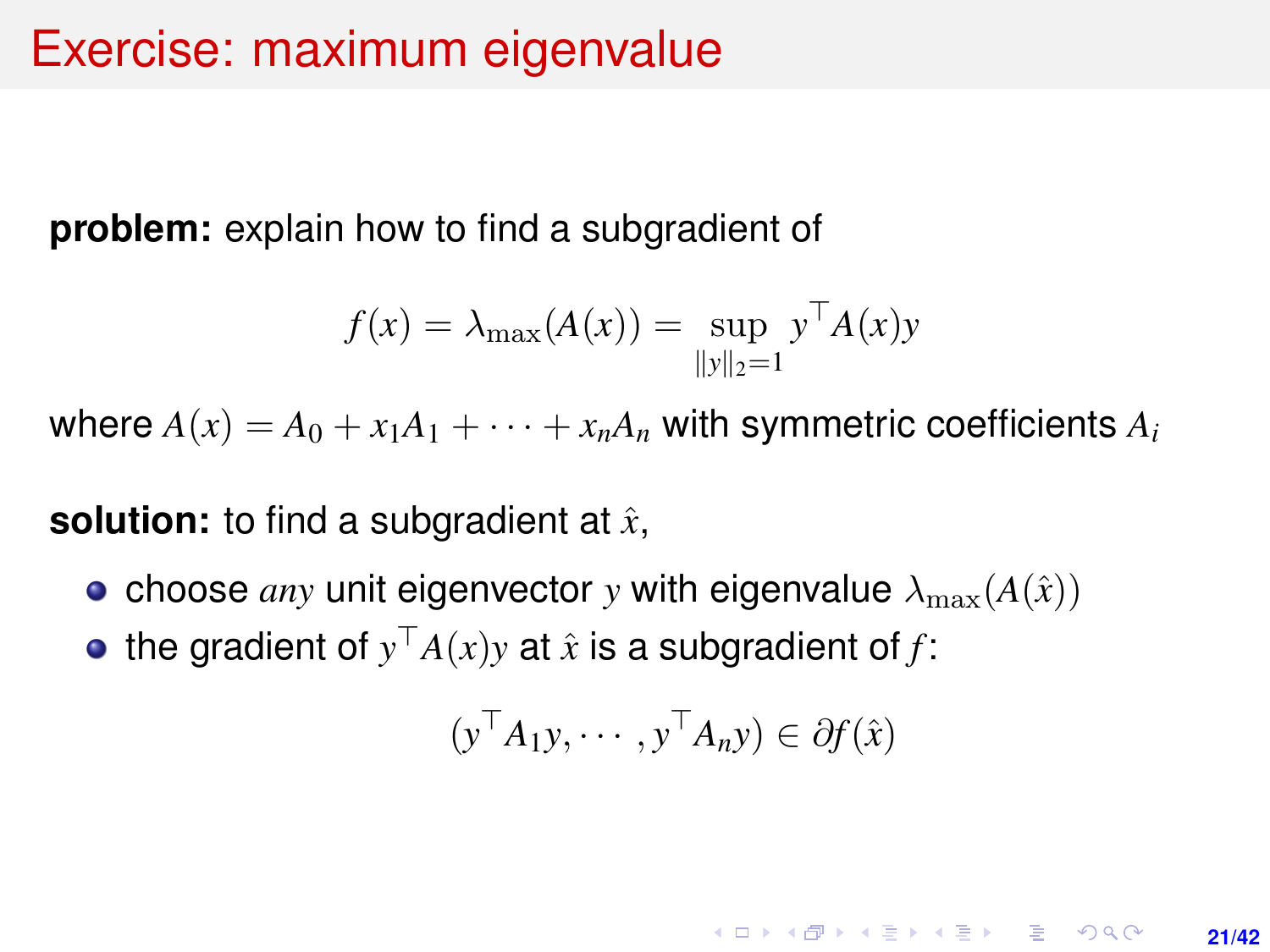# Exercise: maximum eigenvalue

**problem:** explain how to find a subgradient of

$$f(x) = \lambda_{\max}(A(x)) = \sup_{\|y\|_2=1} y^\top A(x) y$$

where $A(x) = A_0 + x_1 A_1 + \cdots + x_n A_n$ with symmetric coefficients $A_i$

**solution:** to find a subgradient at $\hat{x}$,

- choose *any* unit eigenvector $y$ with eigenvalue $\lambda_{\max}(A(\hat{x}))$
- the gradient of $y^\top A(x) y$ at $\hat{x}$ is a subgradient of $f$:

$$(y^\top A_1 y, \cdots, y^\top A_n y) \in \partial f(\hat{x})$$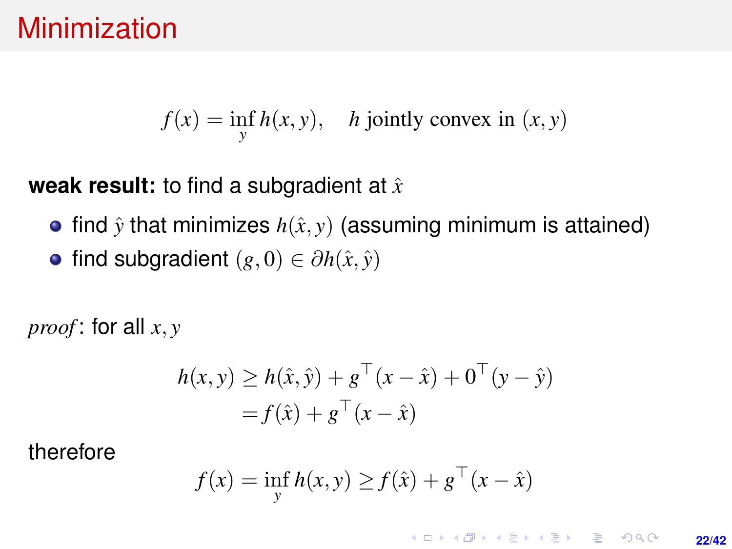# Minimization

$$f(x) = \inf_y h(x, y), \quad h \text{ jointly convex in } (x, y)$$

**weak result:** to find a subgradient at $\hat{x}$

- find $\hat{y}$ that minimizes $h(\hat{x}, y)$ (assuming minimum is attained)
- find subgradient $(g, 0) \in \partial h(\hat{x}, \hat{y})$

*proof*: for all $x, y$

$$\begin{aligned} h(x,y) &\geq h(\hat{x},\hat{y}) + g^\top(x - \hat{x}) + 0^\top(y - \hat{y}) \\ &= f(\hat{x}) + g^\top(x - \hat{x}) \end{aligned}$$

therefore

$$f(x) = \inf_y h(x,y) \geq f(\hat{x}) + g^\top(x - \hat{x})$$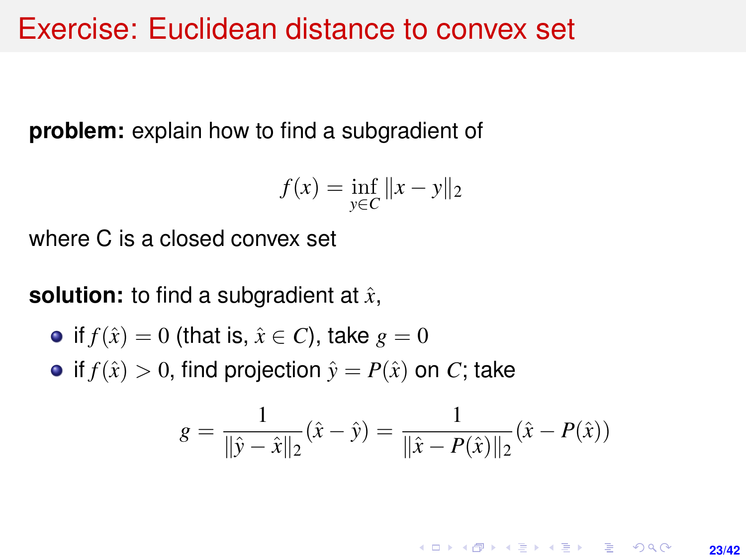# Exercise: Euclidean distance to convex set

**problem:** explain how to find a subgradient of

$$f(x) = \inf_{y \in C} \|x - y\|_2$$

where C is a closed convex set

**solution:** to find a subgradient at $\hat{x}$,

- if $f(\hat{x}) = 0$ (that is, $\hat{x} \in C$), take $g = 0$
- if $f(\hat{x}) > 0$, find projection $\hat{y} = P(\hat{x})$ on $C$; take

$$g = \frac{1}{\|\hat{y} - \hat{x}\|_2}(\hat{x} - \hat{y}) = \frac{1}{\|\hat{x} - P(\hat{x})\|_2}(\hat{x} - P(\hat{x}))$$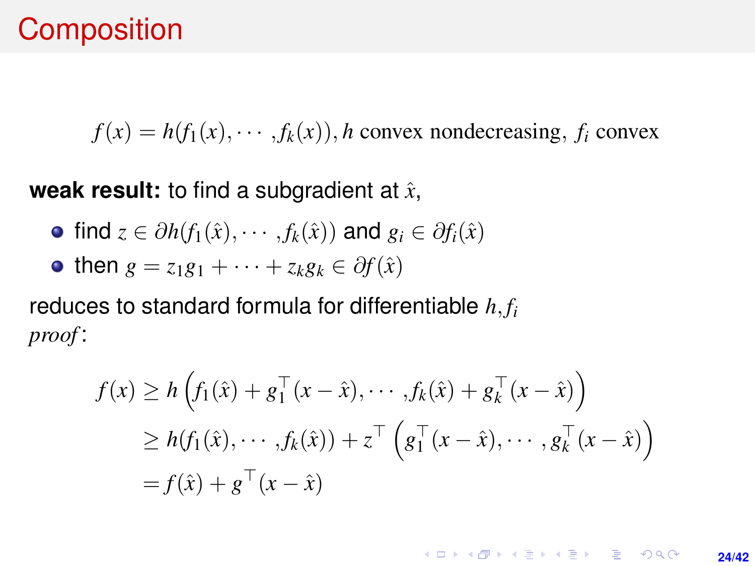# Composition

$$f(x) = h(f_1(x), \cdots, f_k(x)), h \text{ convex nondecreasing, } f_i \text{ convex}$$

**weak result:** to find a subgradient at $\hat{x}$,

- find $z \in \partial h(f_1(\hat{x}), \cdots, f_k(\hat{x}))$ and $g_i \in \partial f_i(\hat{x})$
- then $g = z_1 g_1 + \cdots + z_k g_k \in \partial f(\hat{x})$

reduces to standard formula for differentiable $h, f_i$

*proof*:

$$\begin{aligned}
f(x) &\geq h\left(f_1(\hat{x}) + g_1^\top (x - \hat{x}), \cdots, f_k(\hat{x}) + g_k^\top (x - \hat{x})\right) \\
&\geq h(f_1(\hat{x}), \cdots, f_k(\hat{x})) + z^\top \left(g_1^\top (x - \hat{x}), \cdots, g_k^\top (x - \hat{x})\right) \\
&= f(\hat{x}) + g^\top (x - \hat{x})
\end{aligned}$$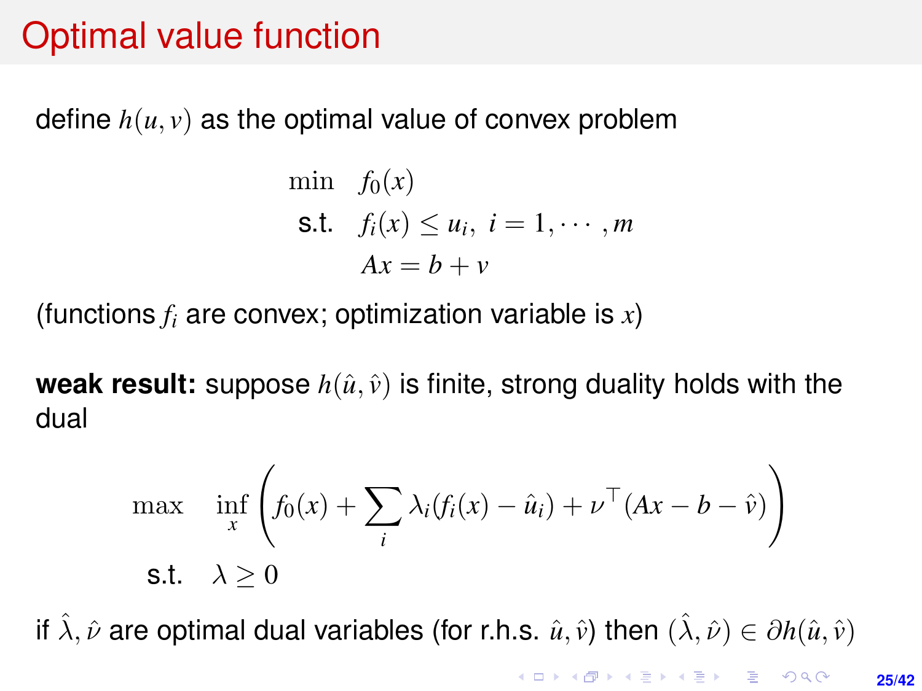# Optimal value function

define $h(u, v)$ as the optimal value of convex problem

$$
\begin{aligned}
\min \quad & f_0(x) \\
\text{s.t.} \quad & f_i(x) \leq u_i, \ i = 1, \cdots, m \\
& Ax = b + v
\end{aligned}
$$

(functions $f_i$ are convex; optimization variable is $x$)

**weak result:** suppose $h(\hat{u}, \hat{v})$ is finite, strong duality holds with the dual

$$
\begin{aligned}
\max \quad & \inf_x \left( f_0(x) + \sum_i \lambda_i (f_i(x) - \hat{u}_i) + \nu^\top (Ax - b - \hat{v}) \right) \\
\text{s.t.} \quad & \lambda \geq 0
\end{aligned}
$$

if $\hat{\lambda}, \hat{\nu}$ are optimal dual variables (for r.h.s. $\hat{u}, \hat{v}$) then $(\hat{\lambda}, \hat{\nu}) \in \partial h(\hat{u}, \hat{v})$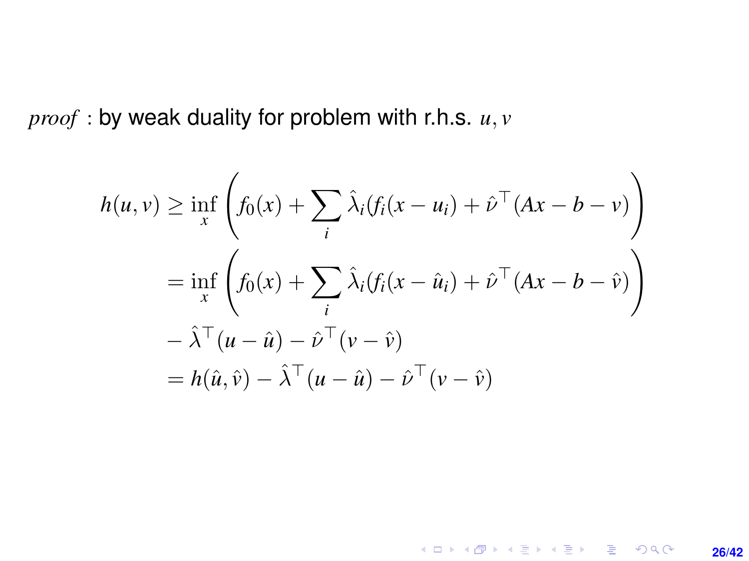*proof* : by weak duality for problem with r.h.s. $u, v$

$$
\begin{aligned}
h(u,v) &\geq \inf_x \left( f_0(x) + \sum_i \hat{\lambda}_i (f_i(x - u_i) + \hat{\nu}^\top (Ax - b - v) \right) \\
&= \inf_x \left( f_0(x) + \sum_i \hat{\lambda}_i (f_i(x - \hat{u}_i) + \hat{\nu}^\top (Ax - b - \hat{v}) \right) \\
&- \hat{\lambda}^\top (u - \hat{u}) - \hat{\nu}^\top (v - \hat{v}) \\
&= h(\hat{u}, \hat{v}) - \hat{\lambda}^\top (u - \hat{u}) - \hat{\nu}^\top (v - \hat{v})
\end{aligned}
$$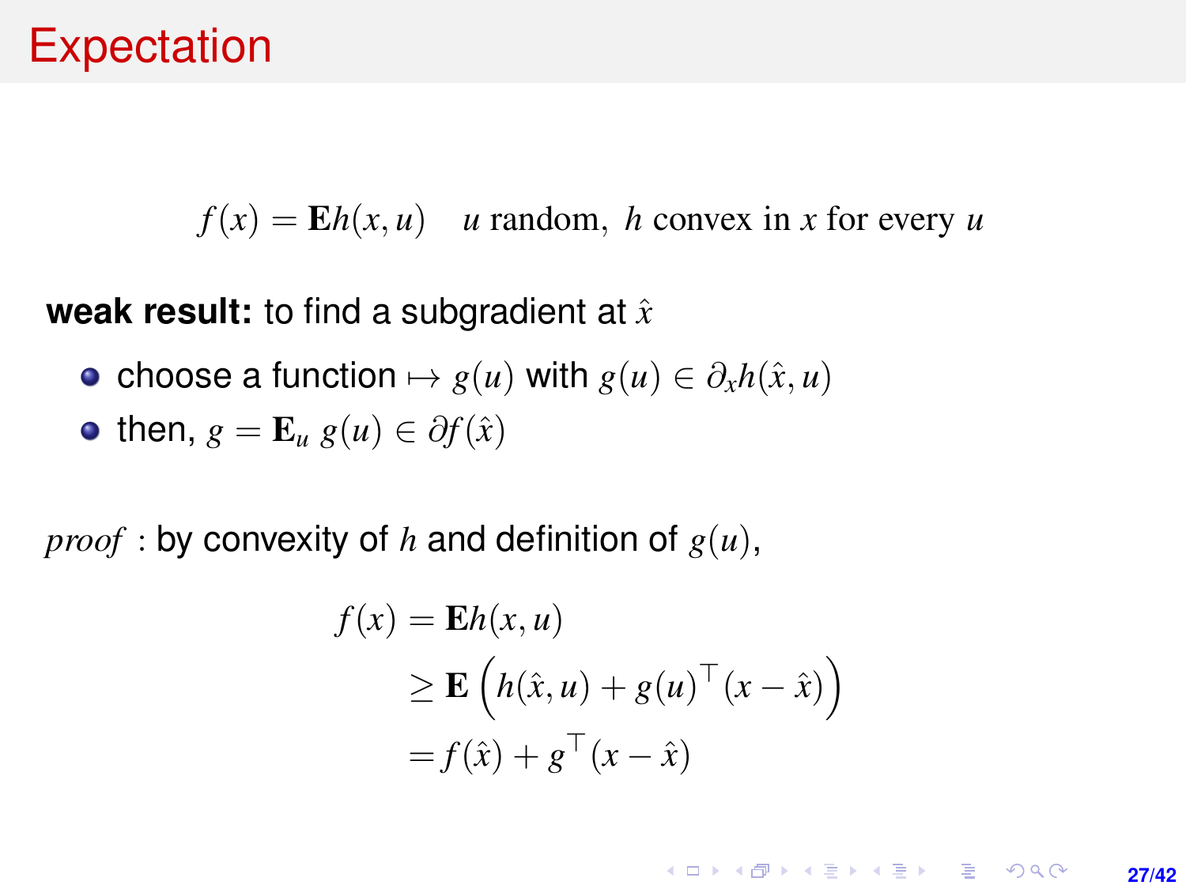# Expectation

$$f(x) = \mathbf{E}h(x,u) \quad u \text{ random, } h \text{ convex in } x \text{ for every } u$$

**weak result:** to find a subgradient at $\hat{x}$

- choose a function $\mapsto g(u)$ with $g(u) \in \partial_x h(\hat{x}, u)$
- then, $g = \mathbf{E}_u \, g(u) \in \partial f(\hat{x})$

*proof* : by convexity of $h$ and definition of $g(u)$,

$$\begin{aligned} f(x) &= \mathbf{E}h(x,u) \\ &\geq \mathbf{E}\left(h(\hat{x},u) + g(u)^\top (x - \hat{x})\right) \\ &= f(\hat{x}) + g^\top (x - \hat{x}) \end{aligned}$$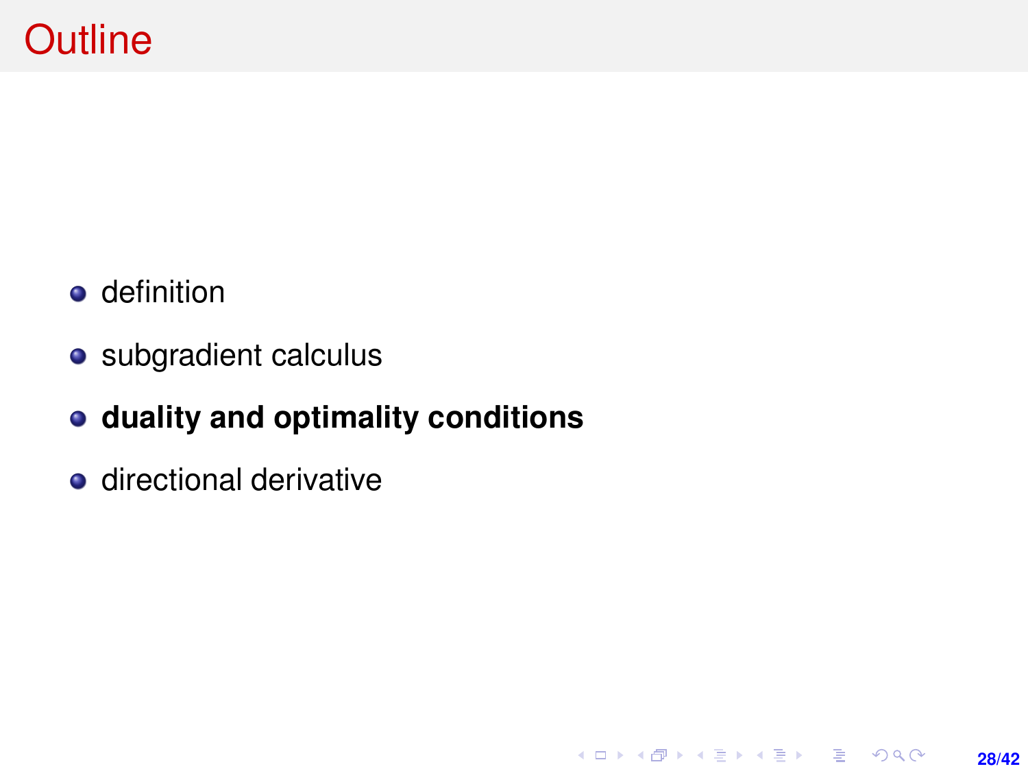# Outline

- definition
- subgradient calculus
- **duality and optimality conditions**
- directional derivative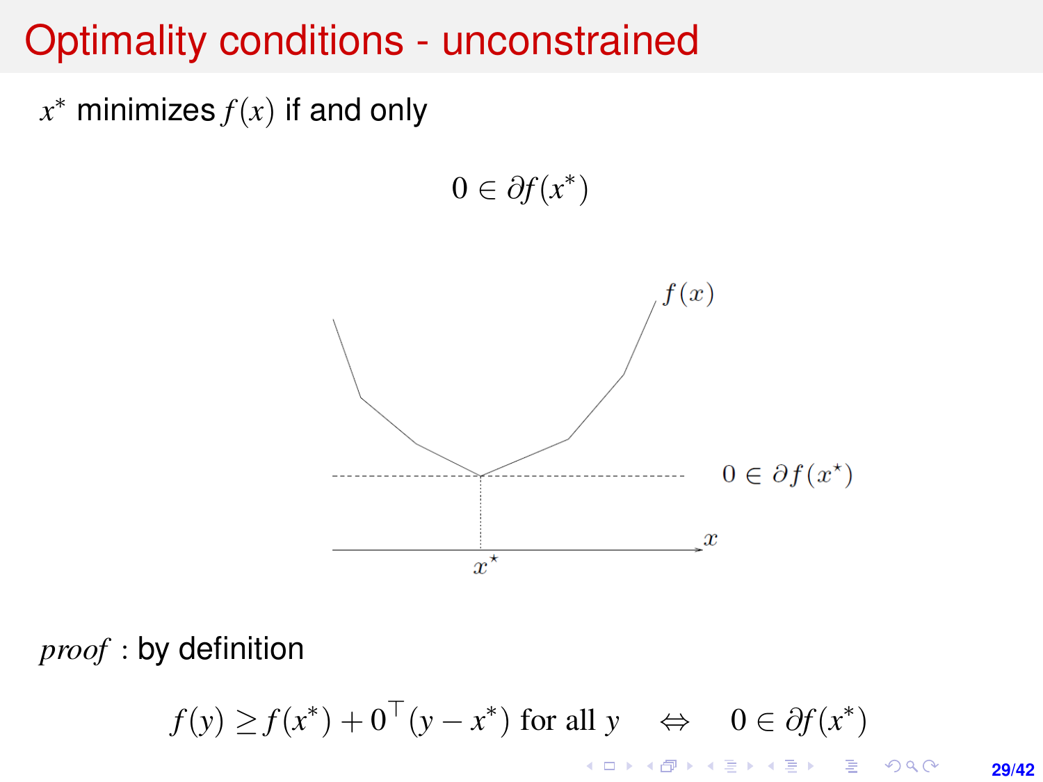# Optimality conditions - unconstrained

$x^*$ minimizes $f(x)$ if and only

$$0 \in \partial f(x^*)$$

*proof* : by definition

$$f(y) \geq f(x^*) + 0^\top (y - x^*) \text{ for all } y \quad \Leftrightarrow \quad 0 \in \partial f(x^*)$$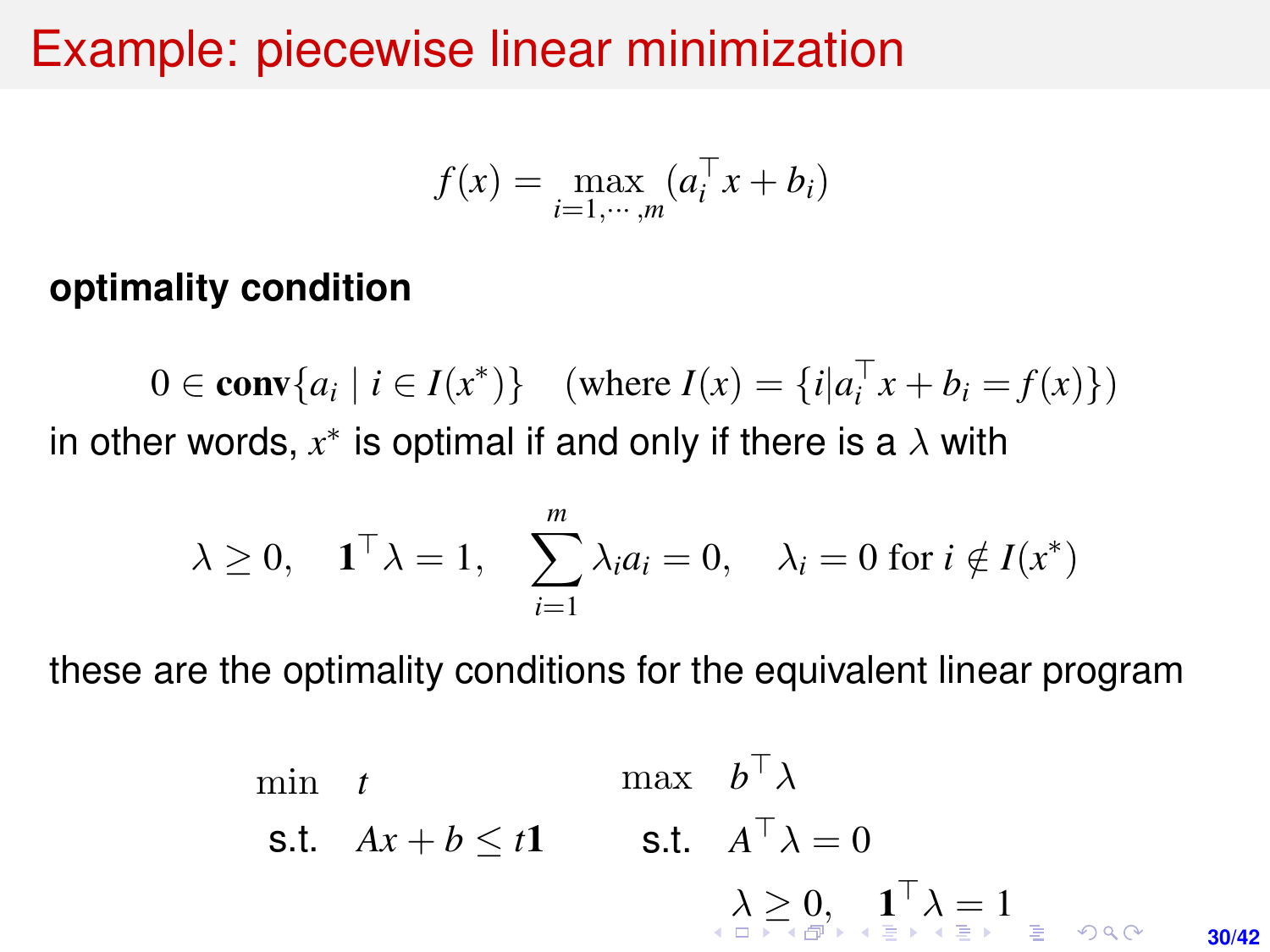# Example: piecewise linear minimization

$$f(x) = \max_{i=1,\cdots,m} (a_i^\top x + b_i)$$

**optimality condition**

$$0 \in \mathbf{conv}\{a_i \mid i \in I(x^*)\} \quad (\text{where } I(x) = \{i | a_i^\top x + b_i = f(x)\})$$

in other words, $x^*$ is optimal if and only if there is a $\lambda$ with

$$\lambda \geq 0, \quad \mathbf{1}^\top \lambda = 1, \quad \sum_{i=1}^{m} \lambda_i a_i = 0, \quad \lambda_i = 0 \text{ for } i \notin I(x^*)$$

these are the optimality conditions for the equivalent linear program

$$\begin{array}{ll} \min & t \\ \text{s.t.} & Ax + b \leq t\mathbf{1} \end{array} \qquad \begin{array}{ll} \max & b^\top \lambda \\ \text{s.t.} & A^\top \lambda = 0 \\ & \lambda \geq 0, \quad \mathbf{1}^\top \lambda = 1 \end{array}$$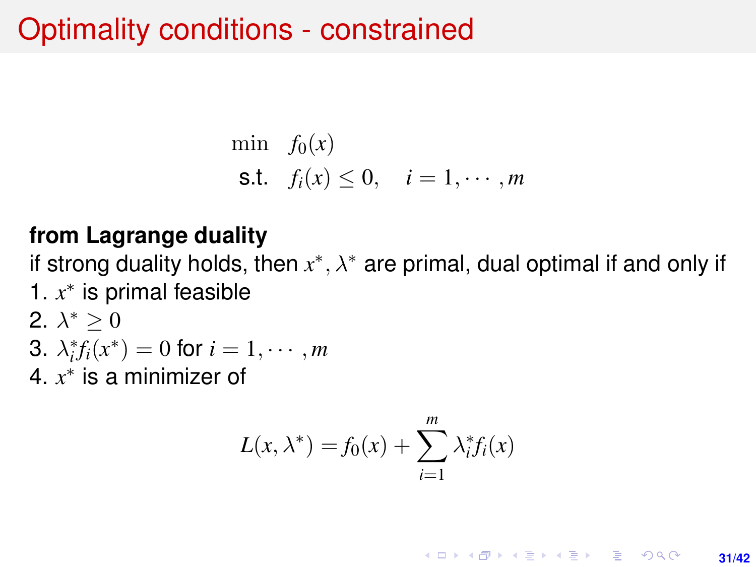# Optimality conditions - constrained

$$
\begin{aligned}
\min \quad & f_0(x) \\
\text{s.t.} \quad & f_i(x) \leq 0, \quad i = 1, \cdots, m
\end{aligned}
$$

**from Lagrange duality**

if strong duality holds, then $x^*, \lambda^*$ are primal, dual optimal if and only if

1. $x^*$ is primal feasible
2. $\lambda^* \geq 0$
3. $\lambda_i^* f_i(x^*) = 0$ for $i = 1, \cdots, m$
4. $x^*$ is a minimizer of

$$
L(x, \lambda^*) = f_0(x) + \sum_{i=1}^{m} \lambda_i^* f_i(x)
$$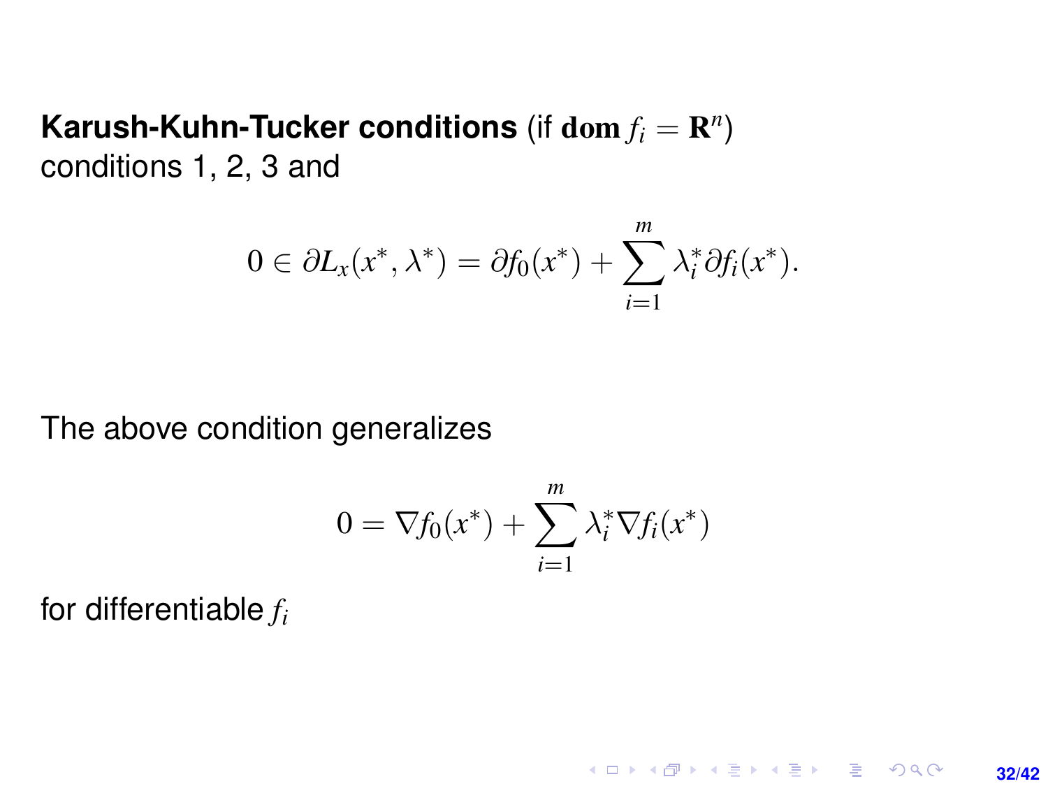**Karush-Kuhn-Tucker conditions** (if $\mathbf{dom}\, f_i = \mathbf{R}^n$)
conditions 1, 2, 3 and

$$0 \in \partial L_x(x^*, \lambda^*) = \partial f_0(x^*) + \sum_{i=1}^{m} \lambda_i^* \partial f_i(x^*).$$

The above condition generalizes

$$0 = \nabla f_0(x^*) + \sum_{i=1}^{m} \lambda_i^* \nabla f_i(x^*)$$

for differentiable $f_i$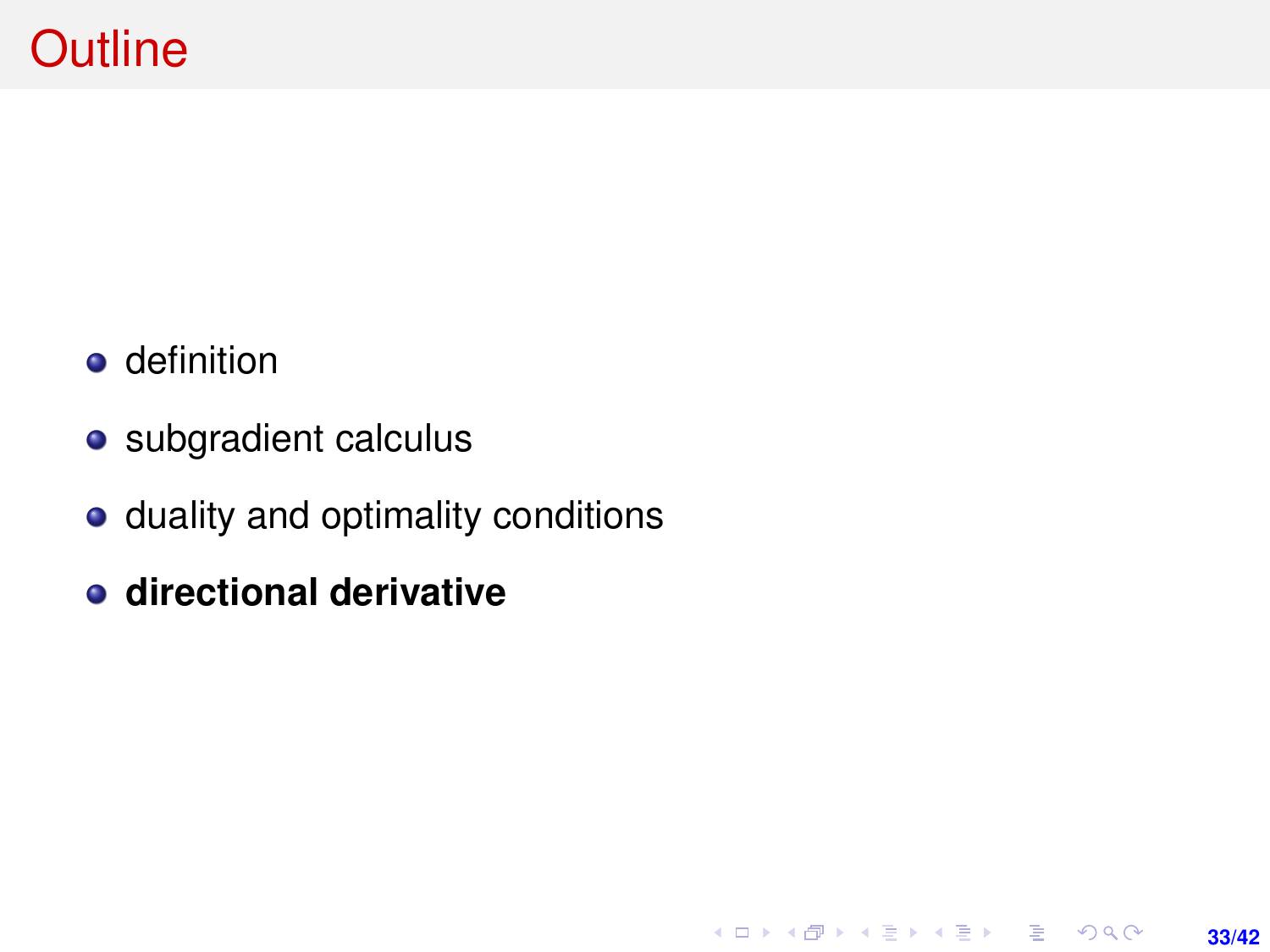# Outline

- definition
- subgradient calculus
- duality and optimality conditions
- **directional derivative**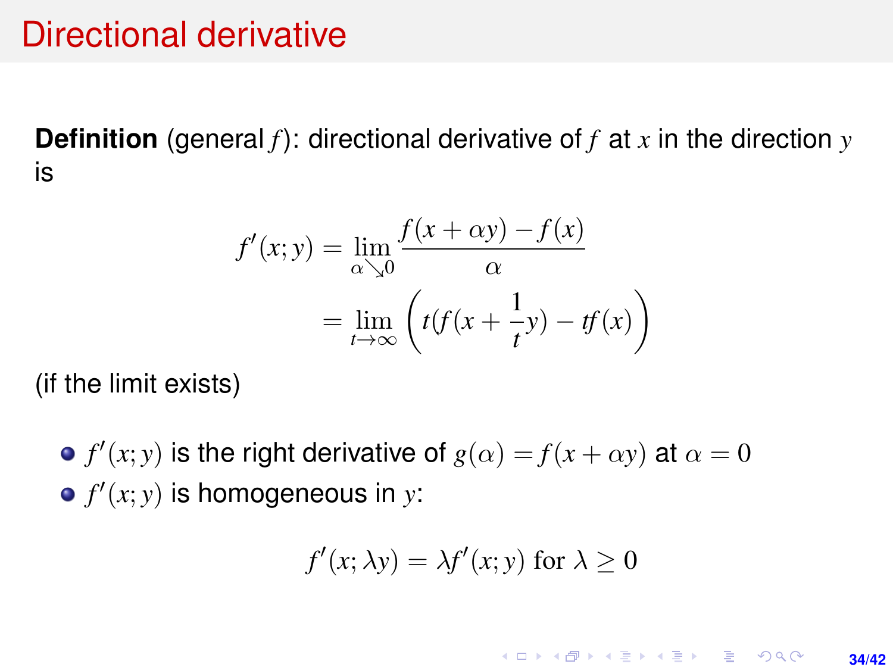# Directional derivative

**Definition** (general $f$): directional derivative of $f$ at $x$ in the direction $y$ is

$$f'(x; y) = \lim_{\alpha \searrow 0} \frac{f(x + \alpha y) - f(x)}{\alpha}$$
$$= \lim_{t \to \infty} \left( t(f(x + \frac{1}{t}y) - tf(x) \right)$$

(if the limit exists)

- $f'(x; y)$ is the right derivative of $g(\alpha) = f(x + \alpha y)$ at $\alpha = 0$
- $f'(x; y)$ is homogeneous in $y$:

$$f'(x; \lambda y) = \lambda f'(x; y) \text{ for } \lambda \geq 0$$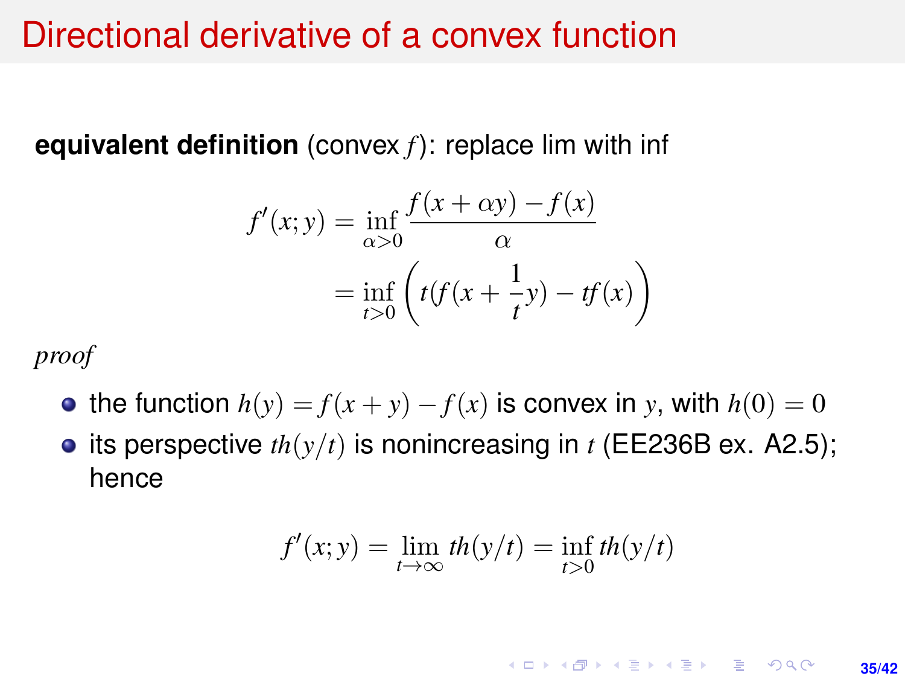# Directional derivative of a convex function

**equivalent definition** (convex $f$): replace lim with inf

$$
\begin{aligned}
f'(x;y) &= \inf_{\alpha>0} \frac{f(x+\alpha y) - f(x)}{\alpha} \\
&= \inf_{t>0} \left( t(f(x + \frac{1}{t}y) - tf(x) \right)
\end{aligned}
$$

*proof*

- the function $h(y) = f(x+y) - f(x)$ is convex in $y$, with $h(0) = 0$
- its perspective $th(y/t)$ is nonincreasing in $t$ (EE236B ex. A2.5); hence

$$
f'(x;y) = \lim_{t\to\infty} th(y/t) = \inf_{t>0} th(y/t)
$$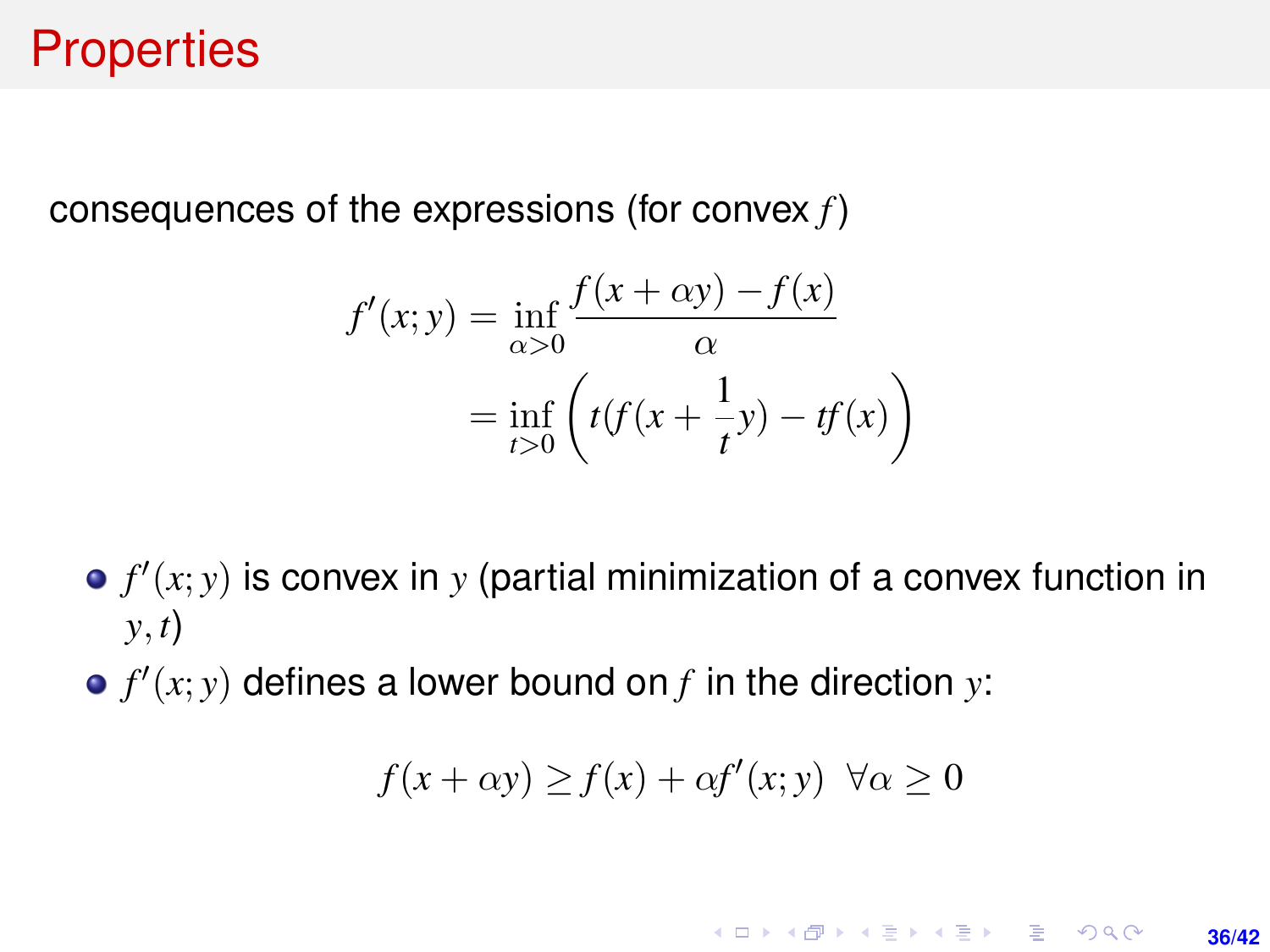# Properties

consequences of the expressions (for convex $f$)

$$
\begin{aligned}
f'(x;y) &= \inf_{\alpha>0} \frac{f(x+\alpha y)-f(x)}{\alpha} \\
&= \inf_{t>0} \left( t(f(x+\frac{1}{t}y) - tf(x) \right)
\end{aligned}
$$

- $f'(x;y)$ is convex in $y$ (partial minimization of a convex function in $y, t$)
- $f'(x;y)$ defines a lower bound on $f$ in the direction $y$:

$$
f(x+\alpha y) \geq f(x) + \alpha f'(x;y) \quad \forall \alpha \geq 0
$$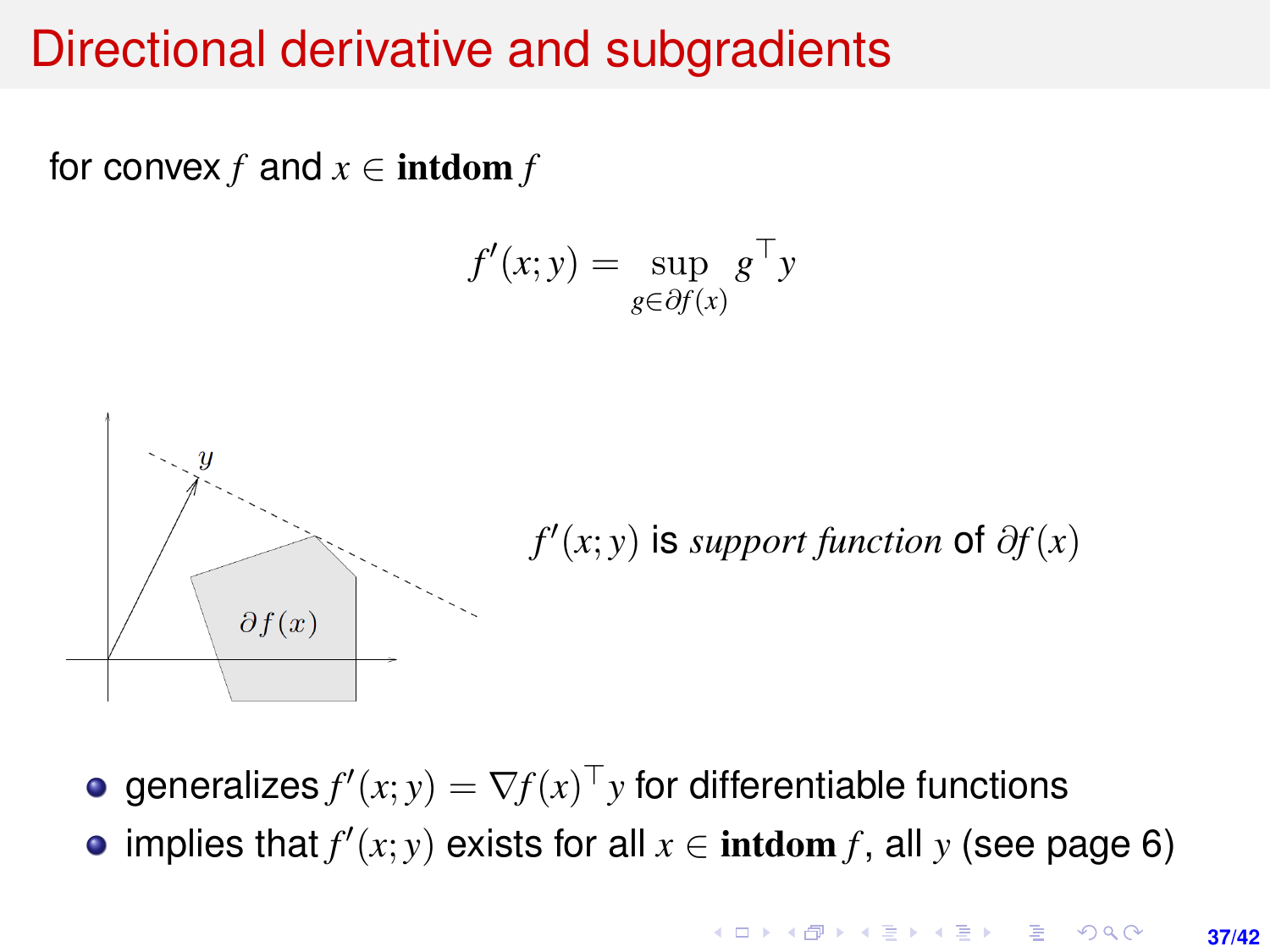# Directional derivative and subgradients

for convex $f$ and $x \in \textbf{int dom} f$

$$f'(x;y) = \sup_{g \in \partial f(x)} g^\top y$$

$f'(x;y)$ is *support function* of $\partial f(x)$

- generalizes $f'(x;y) = \nabla f(x)^\top y$ for differentiable functions
- implies that $f'(x;y)$ exists for all $x \in \textbf{int dom} f$, all $y$ (see page 6)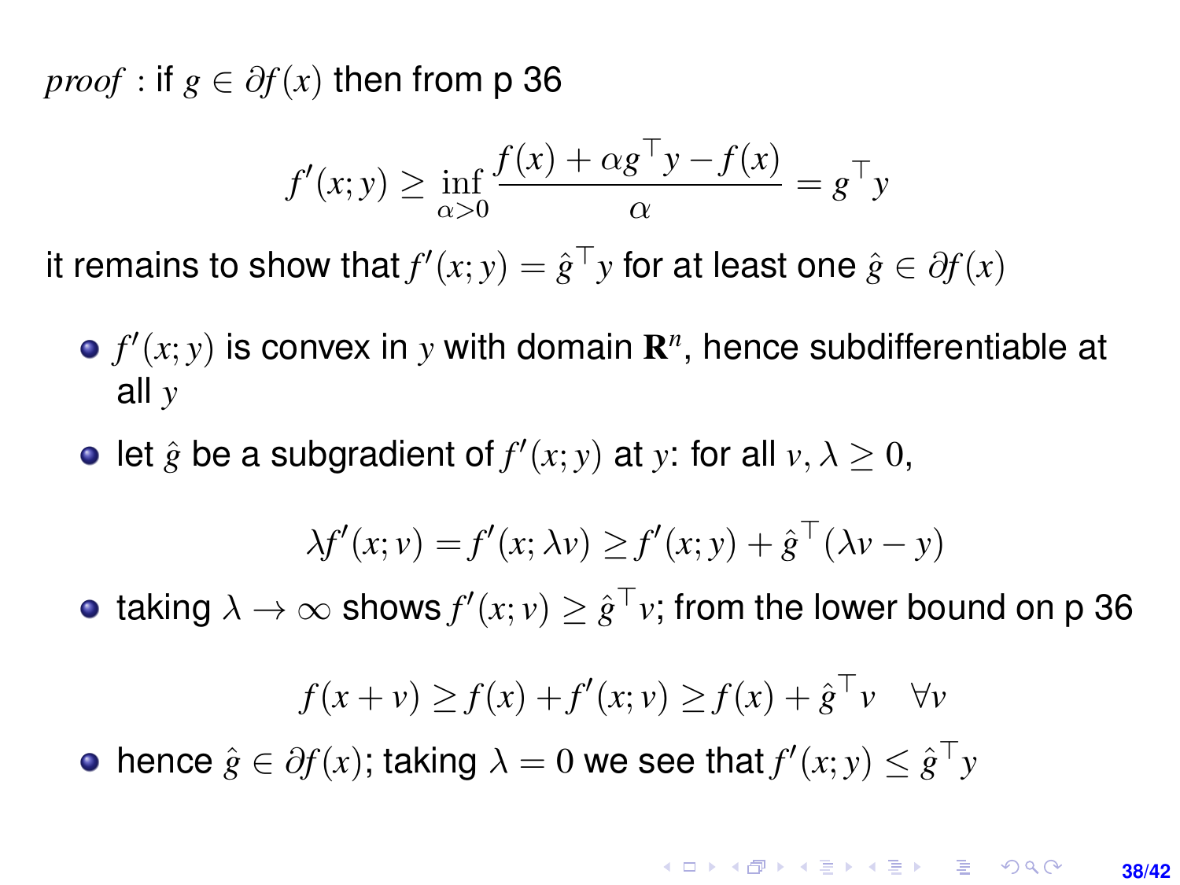*proof* : if $g \in \partial f(x)$ then from p 36

$$f'(x;y) \geq \inf_{\alpha > 0} \frac{f(x) + \alpha g^\top y - f(x)}{\alpha} = g^\top y$$

it remains to show that $f'(x;y) = \hat{g}^\top y$ for at least one $\hat{g} \in \partial f(x)$

- $f'(x;y)$ is convex in $y$ with domain $\mathbf{R}^n$, hence subdifferentiable at all $y$
- let $\hat{g}$ be a subgradient of $f'(x;y)$ at $y$: for all $v, \lambda \geq 0$,

$$\lambda f'(x;v) = f'(x;\lambda v) \geq f'(x;y) + \hat{g}^\top (\lambda v - y)$$

- taking $\lambda \to \infty$ shows $f'(x;v) \geq \hat{g}^\top v$; from the lower bound on p 36

$$f(x+v) \geq f(x) + f'(x;v) \geq f(x) + \hat{g}^\top v \quad \forall v$$

- hence $\hat{g} \in \partial f(x)$; taking $\lambda = 0$ we see that $f'(x;y) \leq \hat{g}^\top y$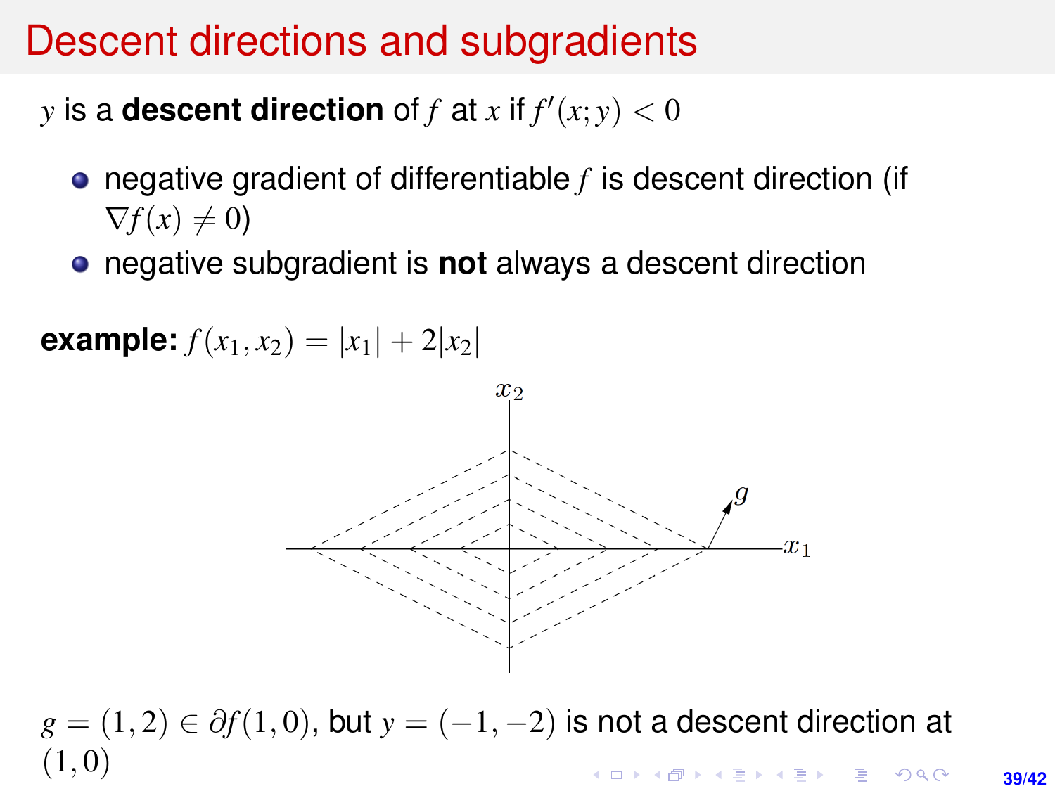# Descent directions and subgradients

$y$ is a **descent direction** of $f$ at $x$ if $f'(x; y) < 0$

- negative gradient of differentiable $f$ is descent direction (if $\nabla f(x) \neq 0$)
- negative subgradient is **not** always a descent direction

**example:** $f(x_1, x_2) = |x_1| + 2|x_2|$

$g = (1, 2) \in \partial f(1, 0)$, but $y = (-1, -2)$ is not a descent direction at $(1, 0)$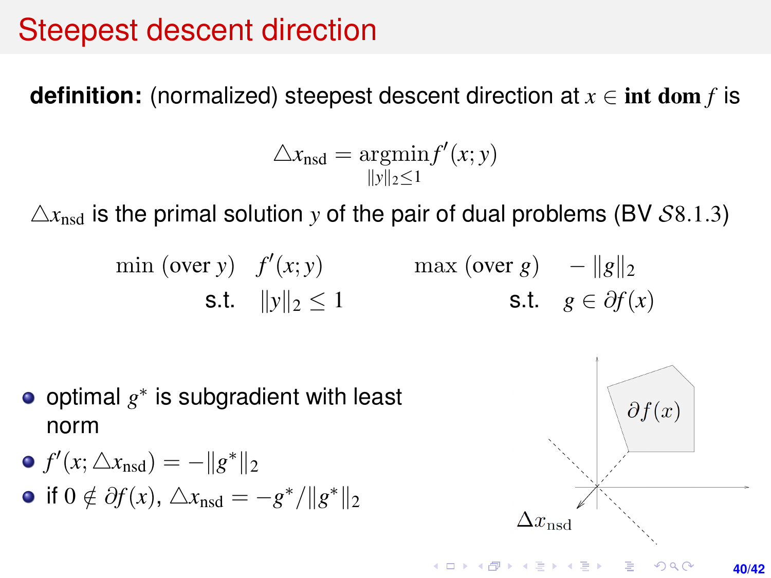# Steepest descent direction

**definition:** (normalized) steepest descent direction at $x \in \textbf{int dom} f$ is

$$\triangle x_{\text{nsd}} = \underset{\|y\|_2 \le 1}{\text{argmin}} f'(x; y)$$

$\triangle x_{\text{nsd}}$ is the primal solution $y$ of the pair of dual problems (BV $\mathcal{S}8.1.3$)

$$\begin{array}{rl} \min \text{ (over } y) & f'(x;y) \\ \text{s.t.} & \|y\|_2 \le 1 \end{array} \qquad\qquad \begin{array}{rl} \max \text{ (over } g) & -\|g\|_2 \\ \text{s.t.} & g \in \partial f(x) \end{array}$$

- optimal $g^*$ is subgradient with least norm
- $f'(x; \triangle x_{\text{nsd}}) = -\|g^*\|_2$
- if $0 \notin \partial f(x)$, $\triangle x_{\text{nsd}} = -g^*/\|g^*\|_2$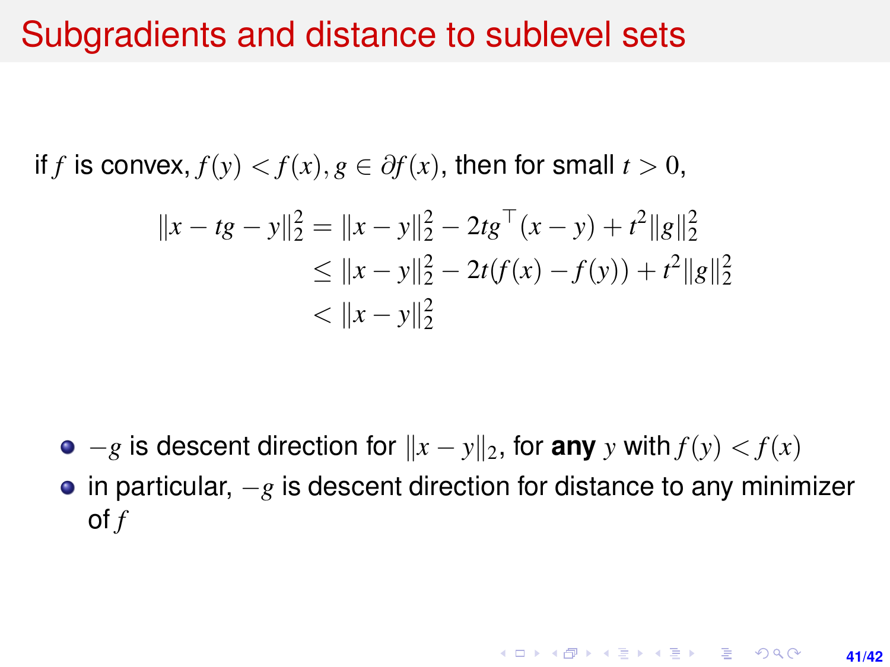# Subgradients and distance to sublevel sets

if $f$ is convex, $f(y) < f(x)$, $g \in \partial f(x)$, then for small $t > 0$,

$$
\begin{aligned}
\|x - tg - y\|_2^2 &= \|x - y\|_2^2 - 2tg^\top(x - y) + t^2\|g\|_2^2 \\
&\leq \|x - y\|_2^2 - 2t(f(x) - f(y)) + t^2\|g\|_2^2 \\
&< \|x - y\|_2^2
\end{aligned}
$$

- $-g$ is descent direction for $\|x - y\|_2$, for **any** $y$ with $f(y) < f(x)$
- in particular, $-g$ is descent direction for distance to any minimizer of $f$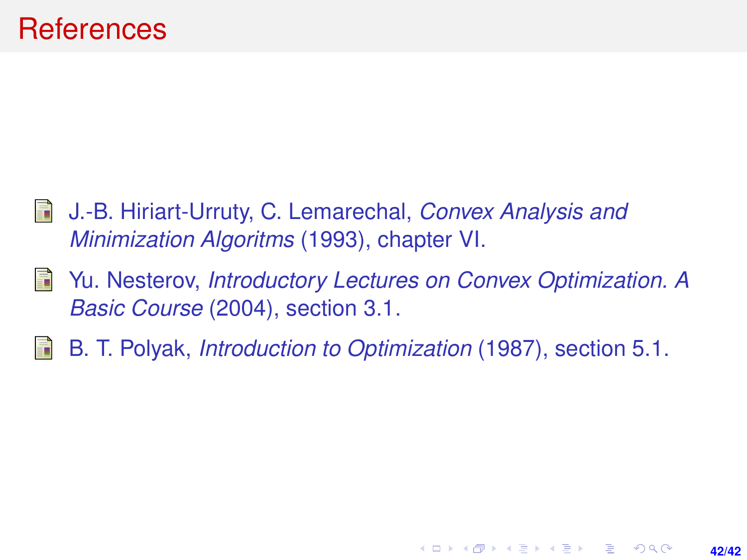# References

- J.-B. Hiriart-Urruty, C. Lemarechal, *Convex Analysis and Minimization Algoritms* (1993), chapter VI.
- Yu. Nesterov, *Introductory Lectures on Convex Optimization. A Basic Course* (2004), section 3.1.
- B. T. Polyak, *Introduction to Optimization* (1987), section 5.1.